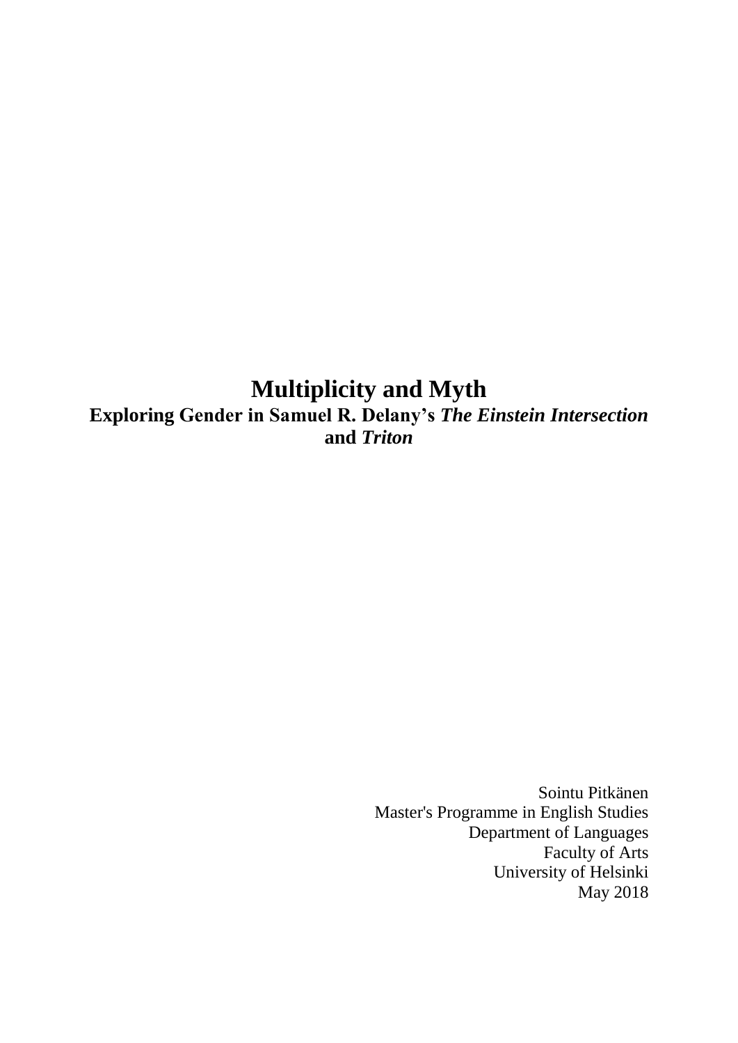# Multiplicity and Myth

## Exploring Gender in Samuel R. Delany's *The Einstein Intersection* and *Triton*

Sointu Pitkänen
Master's Programme in English Studies
Department of Languages
Faculty of Arts
University of Helsinki
May 2018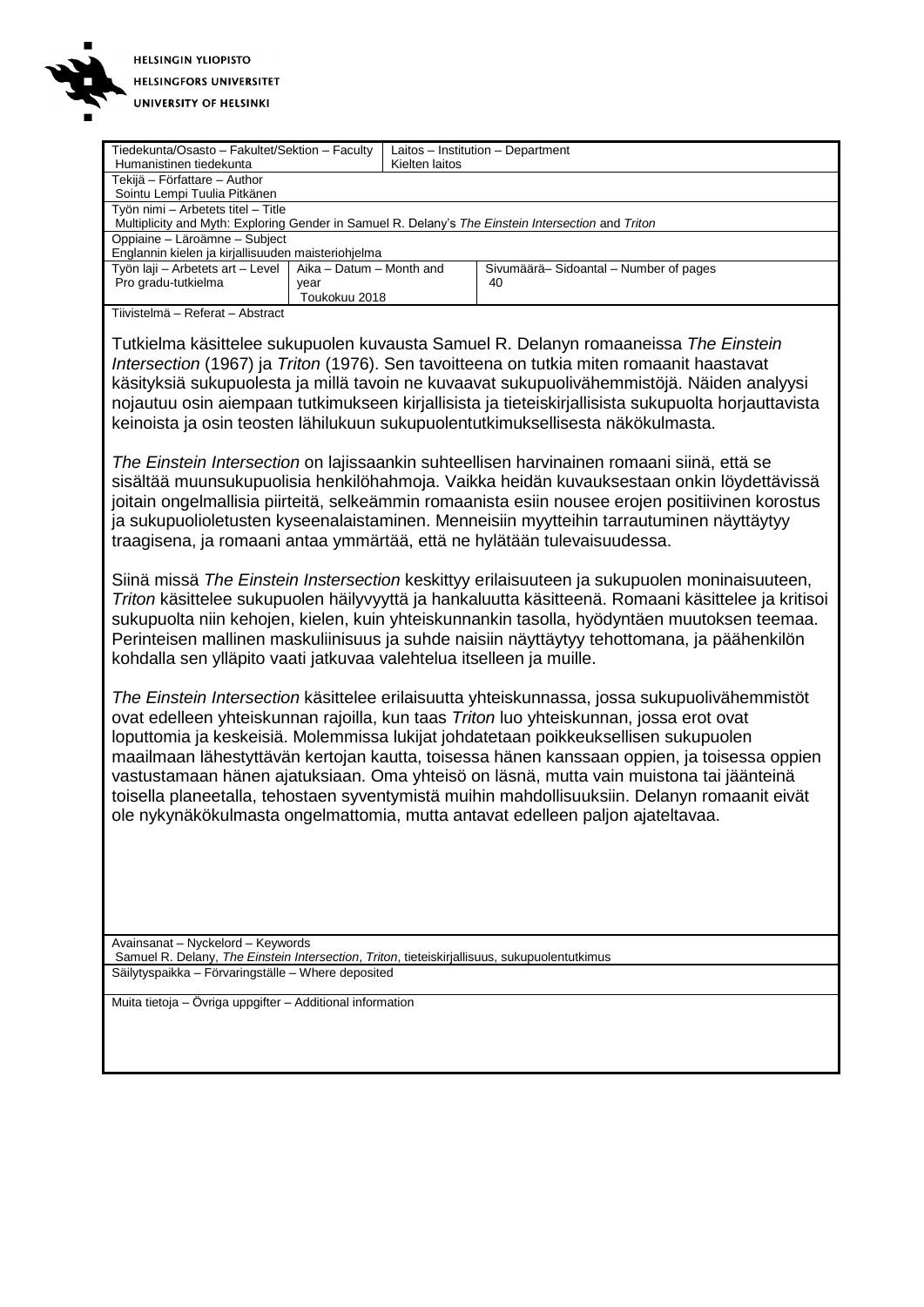HELSINGIN YLIOPISTO
HELSINGFORS UNIVERSITET
UNIVERSITY OF HELSINKI

| Tiedekunta/Osasto – Fakultet/Sektion – Faculty | Laitos – Institution – Department |
|---|---|
| Humanistinen tiedekunta | Kielten laitos |

Tekijä – Författare – Author
Sointu Lempi Tuulia Pitkänen

Työn nimi – Arbetets titel – Title
Multiplicity and Myth: Exploring Gender in Samuel R. Delany's *The Einstein Intersection* and *Triton*

Oppiaine – Läroämne – Subject
Englannin kielen ja kirjallisuuden maisteriohjelma

| Työn laji – Arbetets art – Level | Aika – Datum – Month and year | Sivumäärä– Sidoantal – Number of pages |
|---|---|---|
| Pro gradu-tutkielma | Toukokuu 2018 | 40 |

Tiivistelmä – Referat – Abstract

Tutkielma käsittelee sukupuolen kuvausta Samuel R. Delanyn romaaneissa *The Einstein Intersection* (1967) ja *Triton* (1976). Sen tavoitteena on tutkia miten romaanit haastavat käsityksiä sukupuolesta ja millä tavoin ne kuvaavat sukupuolivähemmistöjä. Näiden analyysi nojautuu osin aiempaan tutkimukseen kirjallisista ja tieteiskirjallisista sukupuolta horjauttavista keinoista ja osin teosten lähilukuun sukupuolentutkimuksellisesta näkökulmasta.

*The Einstein Intersection* on lajissaankin suhteellisen harvinainen romaani siinä, että se sisältää muunsukupuolisia henkilöhahmoja. Vaikka heidän kuvauksestaan onkin löydettävissä joitain ongelmallisia piirteitä, selkeämmin romaanista esiin nousee erojen positiivinen korostus ja sukupuolioletusten kyseenalaistaminen. Menneisiin myytteihin tarrautuminen näyttäytyy traagisena, ja romaani antaa ymmärtää, että ne hylätään tulevaisuudessa.

Siinä missä *The Einstein Instersection* keskittyy erilaisuuteen ja sukupuolen moninaisuuteen, *Triton* käsittelee sukupuolen häilyvyyttä ja hankaluutta käsitteenä. Romaani käsittelee ja kritisoi sukupuolta niin kehojen, kielen, kuin yhteiskunnankin tasolla, hyödyntäen muutoksen teemaa. Perinteisen mallinen maskuliinisuus ja suhde naisiin näyttäytyy tehottomana, ja päähenkilön kohdalla sen ylläpito vaati jatkuvaa valehtelua itselleen ja muille.

*The Einstein Intersection* käsittelee erilaisuutta yhteiskunnassa, jossa sukupuolivähemmistöt ovat edelleen yhteiskunnan rajoilla, kun taas *Triton* luo yhteiskunnan, jossa erot ovat loputtomia ja keskeisiä. Molemmissa lukijat johdatetaan poikkeuksellisen sukupuolen maailmaan lähestyttävän kertojan kautta, toisessa hänen kanssaan oppien, ja toisessa oppien vastustamaan hänen ajatuksiaan. Oma yhteisö on läsnä, mutta vain muistona tai jäänteinä toisella planeetalla, tehostaen syventymistä muihin mahdollisuuksiin. Delanyn romaanit eivät ole nykynäkökulmasta ongelmattomia, mutta antavat edelleen paljon ajateltavaa.

Avainsanat – Nyckelord – Keywords
Samuel R. Delany, *The Einstein Intersection*, *Triton*, tieteiskirjallisuus, sukupuolentutkimus

Säilytyspaikka – Förvaringställe – Where deposited

Muita tietoja – Övriga uppgifter – Additional information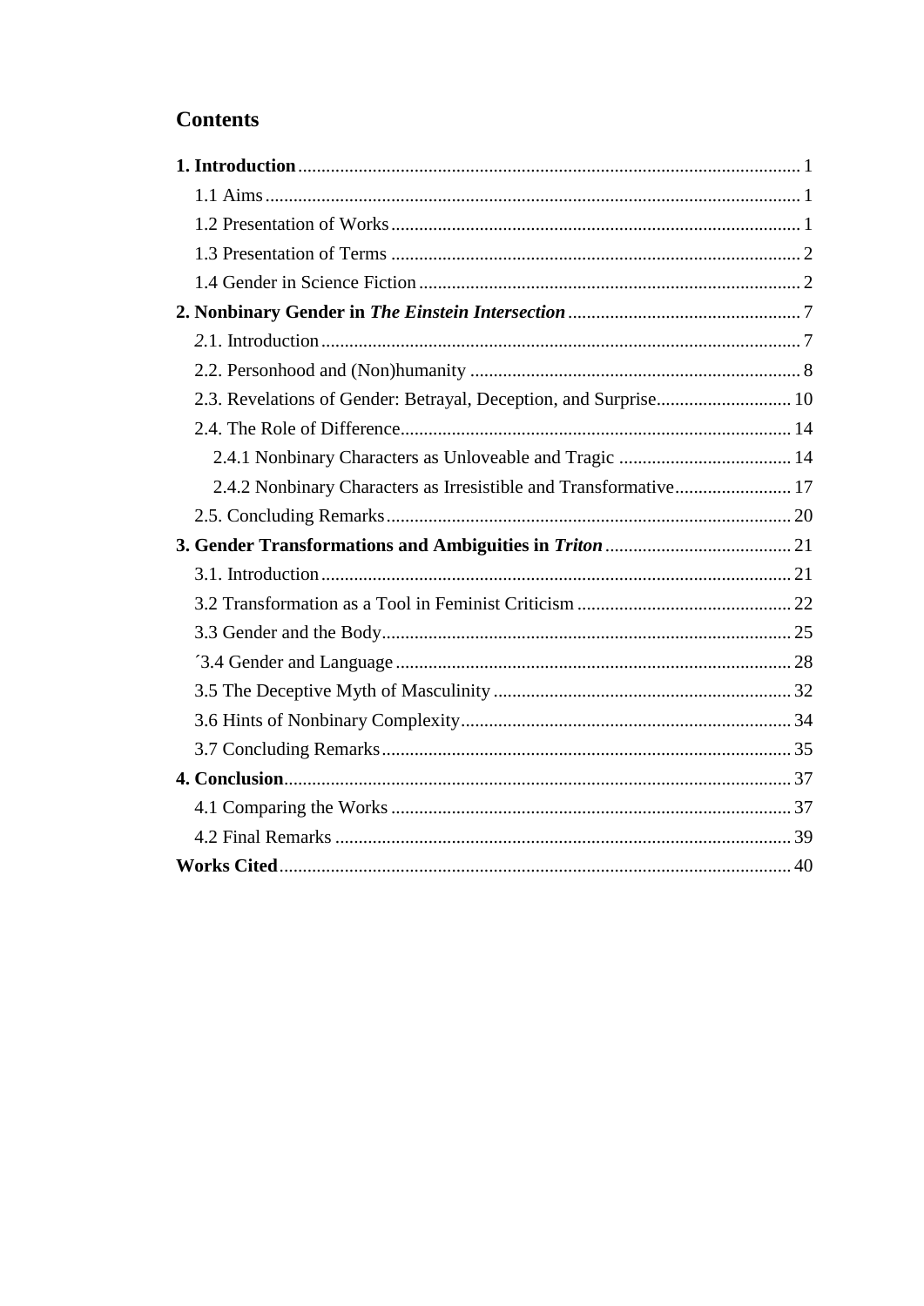## Contents

**1. Introduction** ........ 1

1.1 Aims ........ 1

1.2 Presentation of Works ........ 1

1.3 Presentation of Terms ........ 2

1.4 Gender in Science Fiction ........ 2

**2. Nonbinary Gender in *The Einstein Intersection*** ........ 7

2.1. Introduction ........ 7

2.2. Personhood and (Non)humanity ........ 8

2.3. Revelations of Gender: Betrayal, Deception, and Surprise ........ 10

2.4. The Role of Difference ........ 14

2.4.1 Nonbinary Characters as Unloveable and Tragic ........ 14

2.4.2 Nonbinary Characters as Irresistible and Transformative ........ 17

2.5. Concluding Remarks ........ 20

**3. Gender Transformations and Ambiguities in *Triton*** ........ 21

3.1. Introduction ........ 21

3.2 Transformation as a Tool in Feminist Criticism ........ 22

3.3 Gender and the Body ........ 25

´3.4 Gender and Language ........ 28

3.5 The Deceptive Myth of Masculinity ........ 32

3.6 Hints of Nonbinary Complexity ........ 34

3.7 Concluding Remarks ........ 35

**4. Conclusion** ........ 37

4.1 Comparing the Works ........ 37

4.2 Final Remarks ........ 39

**Works Cited** ........ 40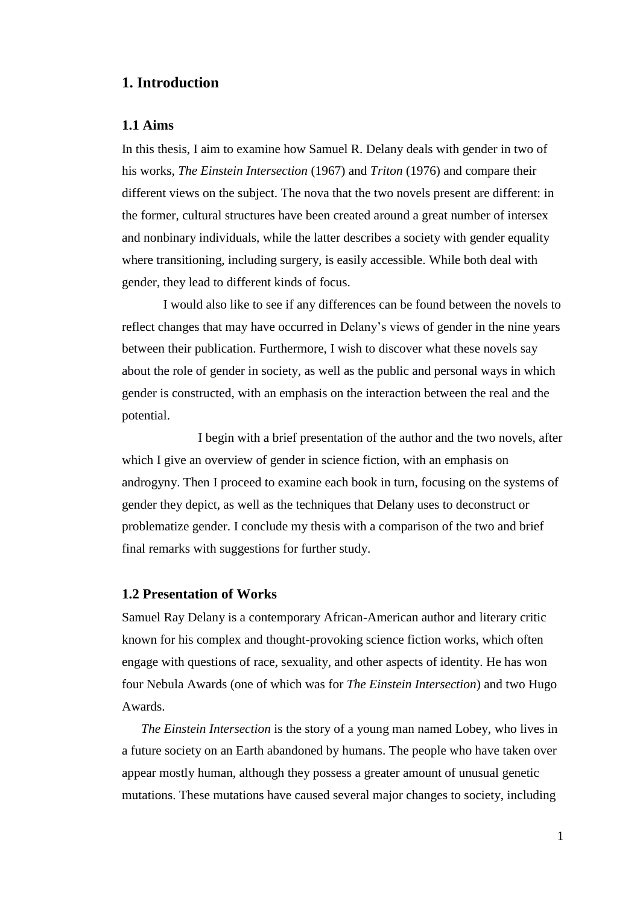# 1. Introduction

## 1.1 Aims

In this thesis, I aim to examine how Samuel R. Delany deals with gender in two of his works, *The Einstein Intersection* (1967) and *Triton* (1976) and compare their different views on the subject. The nova that the two novels present are different: in the former, cultural structures have been created around a great number of intersex and nonbinary individuals, while the latter describes a society with gender equality where transitioning, including surgery, is easily accessible. While both deal with gender, they lead to different kinds of focus.

I would also like to see if any differences can be found between the novels to reflect changes that may have occurred in Delany's views of gender in the nine years between their publication. Furthermore, I wish to discover what these novels say about the role of gender in society, as well as the public and personal ways in which gender is constructed, with an emphasis on the interaction between the real and the potential.

I begin with a brief presentation of the author and the two novels, after which I give an overview of gender in science fiction, with an emphasis on androgyny. Then I proceed to examine each book in turn, focusing on the systems of gender they depict, as well as the techniques that Delany uses to deconstruct or problematize gender. I conclude my thesis with a comparison of the two and brief final remarks with suggestions for further study.

## 1.2 Presentation of Works

Samuel Ray Delany is a contemporary African-American author and literary critic known for his complex and thought-provoking science fiction works, which often engage with questions of race, sexuality, and other aspects of identity. He has won four Nebula Awards (one of which was for *The Einstein Intersection*) and two Hugo Awards.

*The Einstein Intersection* is the story of a young man named Lobey, who lives in a future society on an Earth abandoned by humans. The people who have taken over appear mostly human, although they possess a greater amount of unusual genetic mutations. These mutations have caused several major changes to society, including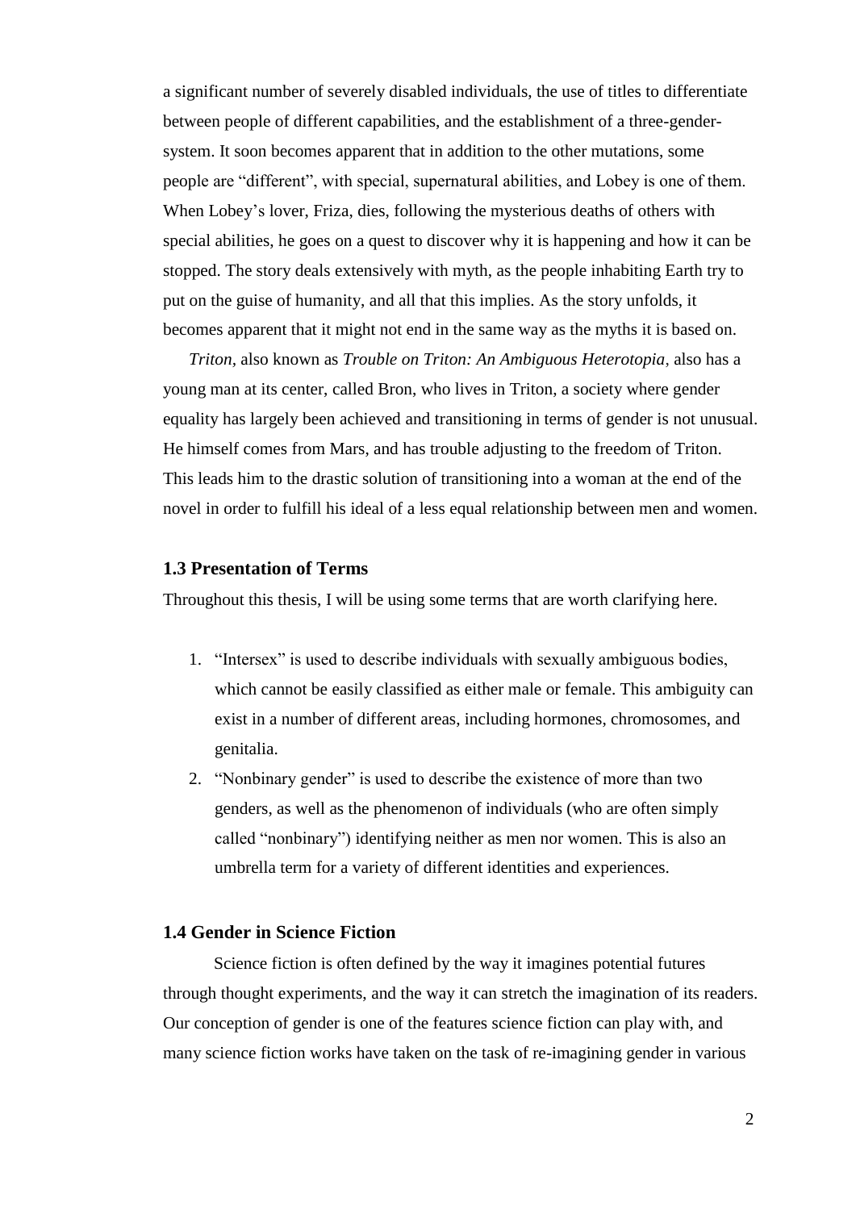a significant number of severely disabled individuals, the use of titles to differentiate between people of different capabilities, and the establishment of a three-gender-system. It soon becomes apparent that in addition to the other mutations, some people are "different", with special, supernatural abilities, and Lobey is one of them. When Lobey's lover, Friza, dies, following the mysterious deaths of others with special abilities, he goes on a quest to discover why it is happening and how it can be stopped. The story deals extensively with myth, as the people inhabiting Earth try to put on the guise of humanity, and all that this implies. As the story unfolds, it becomes apparent that it might not end in the same way as the myths it is based on.

*Triton*, also known as *Trouble on Triton: An Ambiguous Heterotopia*, also has a young man at its center, called Bron, who lives in Triton, a society where gender equality has largely been achieved and transitioning in terms of gender is not unusual. He himself comes from Mars, and has trouble adjusting to the freedom of Triton. This leads him to the drastic solution of transitioning into a woman at the end of the novel in order to fulfill his ideal of a less equal relationship between men and women.

### 1.3 Presentation of Terms

Throughout this thesis, I will be using some terms that are worth clarifying here.

1. "Intersex" is used to describe individuals with sexually ambiguous bodies, which cannot be easily classified as either male or female. This ambiguity can exist in a number of different areas, including hormones, chromosomes, and genitalia.
2. "Nonbinary gender" is used to describe the existence of more than two genders, as well as the phenomenon of individuals (who are often simply called "nonbinary") identifying neither as men nor women. This is also an umbrella term for a variety of different identities and experiences.

### 1.4 Gender in Science Fiction

Science fiction is often defined by the way it imagines potential futures through thought experiments, and the way it can stretch the imagination of its readers. Our conception of gender is one of the features science fiction can play with, and many science fiction works have taken on the task of re-imagining gender in various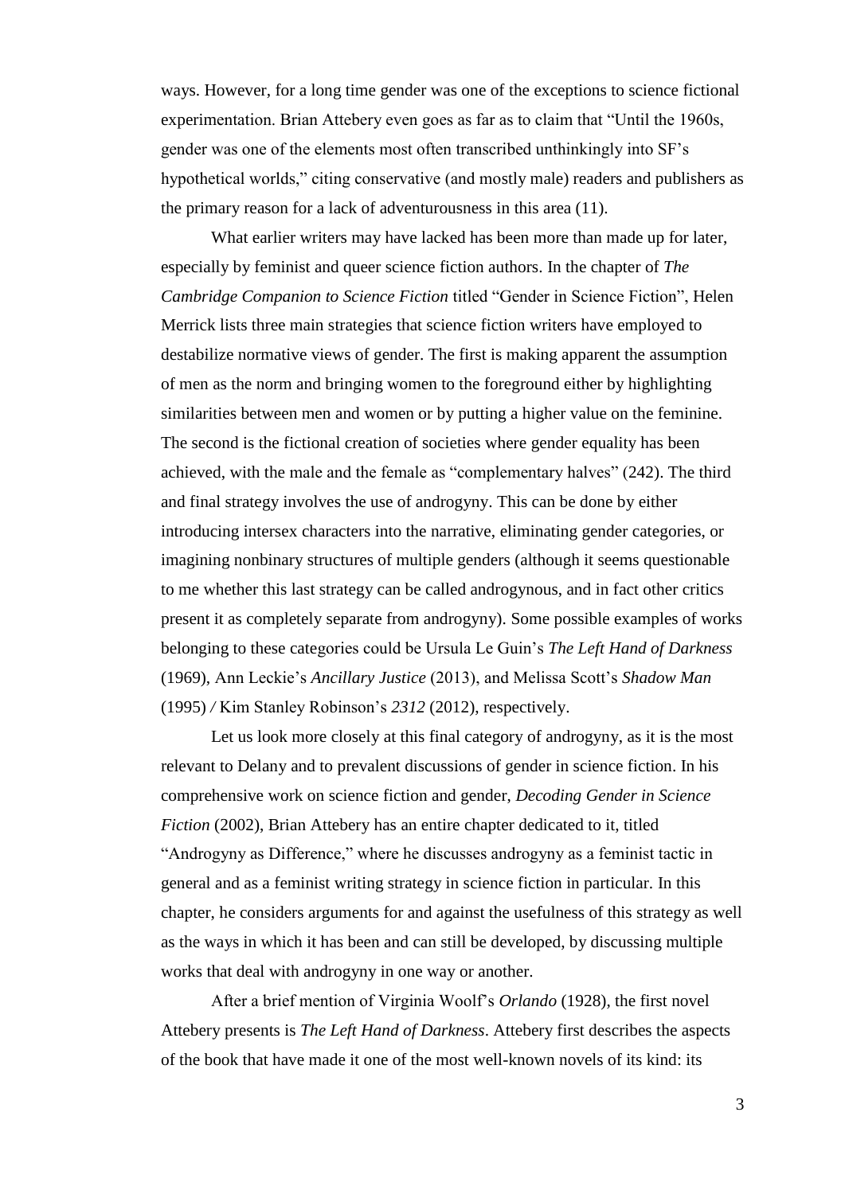ways. However, for a long time gender was one of the exceptions to science fictional experimentation. Brian Attebery even goes as far as to claim that "Until the 1960s, gender was one of the elements most often transcribed unthinkingly into SF's hypothetical worlds," citing conservative (and mostly male) readers and publishers as the primary reason for a lack of adventurousness in this area (11).

What earlier writers may have lacked has been more than made up for later, especially by feminist and queer science fiction authors. In the chapter of *The Cambridge Companion to Science Fiction* titled "Gender in Science Fiction", Helen Merrick lists three main strategies that science fiction writers have employed to destabilize normative views of gender. The first is making apparent the assumption of men as the norm and bringing women to the foreground either by highlighting similarities between men and women or by putting a higher value on the feminine. The second is the fictional creation of societies where gender equality has been achieved, with the male and the female as "complementary halves" (242). The third and final strategy involves the use of androgyny. This can be done by either introducing intersex characters into the narrative, eliminating gender categories, or imagining nonbinary structures of multiple genders (although it seems questionable to me whether this last strategy can be called androgynous, and in fact other critics present it as completely separate from androgyny). Some possible examples of works belonging to these categories could be Ursula Le Guin's *The Left Hand of Darkness* (1969), Ann Leckie's *Ancillary Justice* (2013), and Melissa Scott's *Shadow Man* (1995) / Kim Stanley Robinson's *2312* (2012), respectively.

Let us look more closely at this final category of androgyny, as it is the most relevant to Delany and to prevalent discussions of gender in science fiction. In his comprehensive work on science fiction and gender, *Decoding Gender in Science Fiction* (2002), Brian Attebery has an entire chapter dedicated to it, titled "Androgyny as Difference," where he discusses androgyny as a feminist tactic in general and as a feminist writing strategy in science fiction in particular. In this chapter, he considers arguments for and against the usefulness of this strategy as well as the ways in which it has been and can still be developed, by discussing multiple works that deal with androgyny in one way or another.

After a brief mention of Virginia Woolf's *Orlando* (1928), the first novel Attebery presents is *The Left Hand of Darkness*. Attebery first describes the aspects of the book that have made it one of the most well-known novels of its kind: its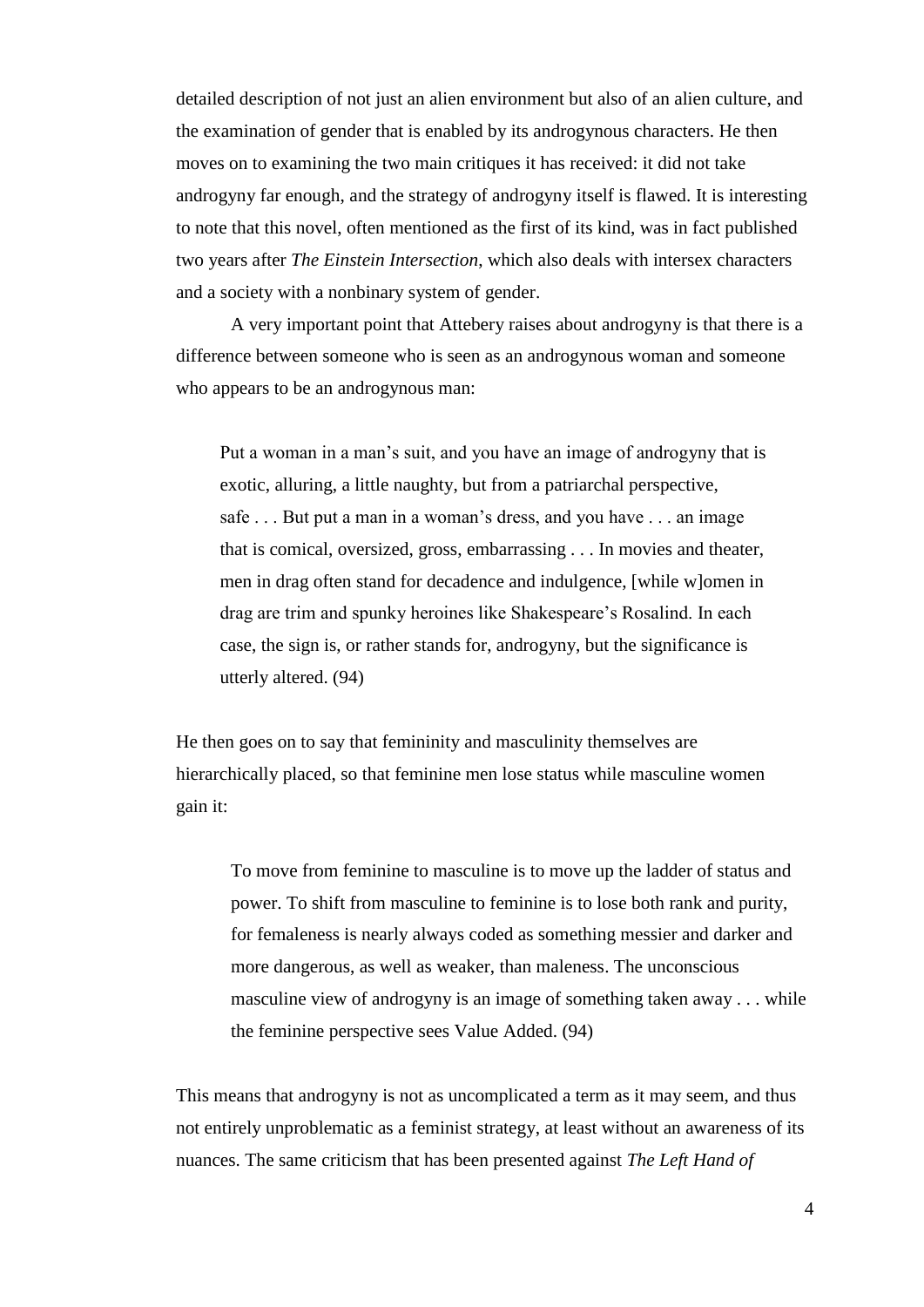detailed description of not just an alien environment but also of an alien culture, and the examination of gender that is enabled by its androgynous characters. He then moves on to examining the two main critiques it has received: it did not take androgyny far enough, and the strategy of androgyny itself is flawed. It is interesting to note that this novel, often mentioned as the first of its kind, was in fact published two years after *The Einstein Intersection*, which also deals with intersex characters and a society with a nonbinary system of gender.

A very important point that Attebery raises about androgyny is that there is a difference between someone who is seen as an androgynous woman and someone who appears to be an androgynous man:

> Put a woman in a man's suit, and you have an image of androgyny that is exotic, alluring, a little naughty, but from a patriarchal perspective, safe . . . But put a man in a woman's dress, and you have . . . an image that is comical, oversized, gross, embarrassing . . . In movies and theater, men in drag often stand for decadence and indulgence, [while w]omen in drag are trim and spunky heroines like Shakespeare's Rosalind. In each case, the sign is, or rather stands for, androgyny, but the significance is utterly altered. (94)

He then goes on to say that femininity and masculinity themselves are hierarchically placed, so that feminine men lose status while masculine women gain it:

> To move from feminine to masculine is to move up the ladder of status and power. To shift from masculine to feminine is to lose both rank and purity, for femaleness is nearly always coded as something messier and darker and more dangerous, as well as weaker, than maleness. The unconscious masculine view of androgyny is an image of something taken away . . . while the feminine perspective sees Value Added. (94)

This means that androgyny is not as uncomplicated a term as it may seem, and thus not entirely unproblematic as a feminist strategy, at least without an awareness of its nuances. The same criticism that has been presented against *The Left Hand of*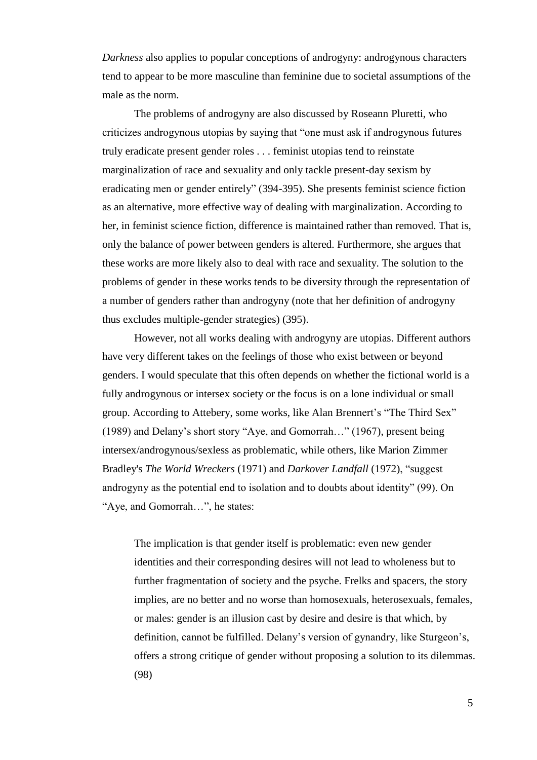*Darkness* also applies to popular conceptions of androgyny: androgynous characters tend to appear to be more masculine than feminine due to societal assumptions of the male as the norm.

The problems of androgyny are also discussed by Roseann Pluretti, who criticizes androgynous utopias by saying that "one must ask if androgynous futures truly eradicate present gender roles . . . feminist utopias tend to reinstate marginalization of race and sexuality and only tackle present-day sexism by eradicating men or gender entirely" (394-395). She presents feminist science fiction as an alternative, more effective way of dealing with marginalization. According to her, in feminist science fiction, difference is maintained rather than removed. That is, only the balance of power between genders is altered. Furthermore, she argues that these works are more likely also to deal with race and sexuality. The solution to the problems of gender in these works tends to be diversity through the representation of a number of genders rather than androgyny (note that her definition of androgyny thus excludes multiple-gender strategies) (395).

However, not all works dealing with androgyny are utopias. Different authors have very different takes on the feelings of those who exist between or beyond genders. I would speculate that this often depends on whether the fictional world is a fully androgynous or intersex society or the focus is on a lone individual or small group. According to Attebery, some works, like Alan Brennert's "The Third Sex" (1989) and Delany's short story "Aye, and Gomorrah…" (1967), present being intersex/androgynous/sexless as problematic, while others, like Marion Zimmer Bradley's *The World Wreckers* (1971) and *Darkover Landfall* (1972), "suggest androgyny as the potential end to isolation and to doubts about identity" (99). On "Aye, and Gomorrah…", he states:

> The implication is that gender itself is problematic: even new gender identities and their corresponding desires will not lead to wholeness but to further fragmentation of society and the psyche. Frelks and spacers, the story implies, are no better and no worse than homosexuals, heterosexuals, females, or males: gender is an illusion cast by desire and desire is that which, by definition, cannot be fulfilled. Delany's version of gynandry, like Sturgeon's, offers a strong critique of gender without proposing a solution to its dilemmas. (98)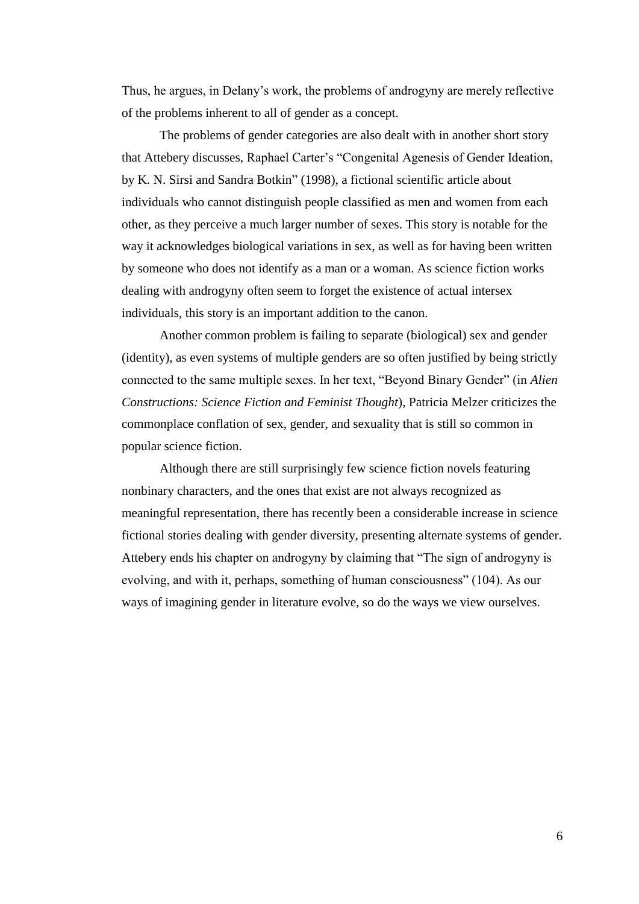Thus, he argues, in Delany's work, the problems of androgyny are merely reflective of the problems inherent to all of gender as a concept.

The problems of gender categories are also dealt with in another short story that Attebery discusses, Raphael Carter's "Congenital Agenesis of Gender Ideation, by K. N. Sirsi and Sandra Botkin" (1998), a fictional scientific article about individuals who cannot distinguish people classified as men and women from each other, as they perceive a much larger number of sexes. This story is notable for the way it acknowledges biological variations in sex, as well as for having been written by someone who does not identify as a man or a woman. As science fiction works dealing with androgyny often seem to forget the existence of actual intersex individuals, this story is an important addition to the canon.

Another common problem is failing to separate (biological) sex and gender (identity), as even systems of multiple genders are so often justified by being strictly connected to the same multiple sexes. In her text, "Beyond Binary Gender" (in *Alien Constructions: Science Fiction and Feminist Thought*), Patricia Melzer criticizes the commonplace conflation of sex, gender, and sexuality that is still so common in popular science fiction.

Although there are still surprisingly few science fiction novels featuring nonbinary characters, and the ones that exist are not always recognized as meaningful representation, there has recently been a considerable increase in science fictional stories dealing with gender diversity, presenting alternate systems of gender. Attebery ends his chapter on androgyny by claiming that "The sign of androgyny is evolving, and with it, perhaps, something of human consciousness" (104). As our ways of imagining gender in literature evolve, so do the ways we view ourselves.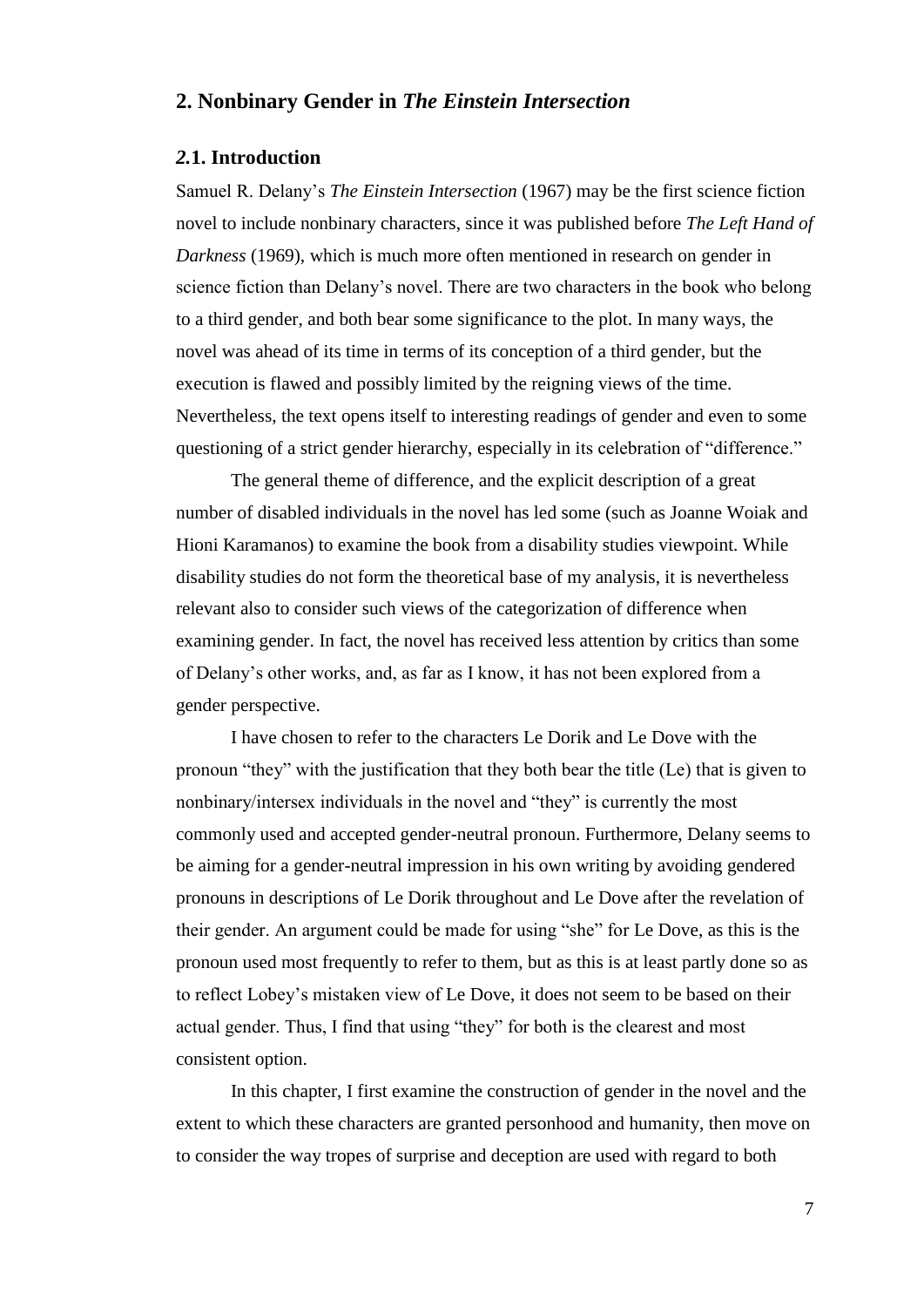## 2. Nonbinary Gender in *The Einstein Intersection*

### 2.1. Introduction

Samuel R. Delany's *The Einstein Intersection* (1967) may be the first science fiction novel to include nonbinary characters, since it was published before *The Left Hand of Darkness* (1969), which is much more often mentioned in research on gender in science fiction than Delany's novel. There are two characters in the book who belong to a third gender, and both bear some significance to the plot. In many ways, the novel was ahead of its time in terms of its conception of a third gender, but the execution is flawed and possibly limited by the reigning views of the time. Nevertheless, the text opens itself to interesting readings of gender and even to some questioning of a strict gender hierarchy, especially in its celebration of "difference."

The general theme of difference, and the explicit description of a great number of disabled individuals in the novel has led some (such as Joanne Woiak and Hioni Karamanos) to examine the book from a disability studies viewpoint. While disability studies do not form the theoretical base of my analysis, it is nevertheless relevant also to consider such views of the categorization of difference when examining gender. In fact, the novel has received less attention by critics than some of Delany's other works, and, as far as I know, it has not been explored from a gender perspective.

I have chosen to refer to the characters Le Dorik and Le Dove with the pronoun "they" with the justification that they both bear the title (Le) that is given to nonbinary/intersex individuals in the novel and "they" is currently the most commonly used and accepted gender-neutral pronoun. Furthermore, Delany seems to be aiming for a gender-neutral impression in his own writing by avoiding gendered pronouns in descriptions of Le Dorik throughout and Le Dove after the revelation of their gender. An argument could be made for using "she" for Le Dove, as this is the pronoun used most frequently to refer to them, but as this is at least partly done so as to reflect Lobey's mistaken view of Le Dove, it does not seem to be based on their actual gender. Thus, I find that using "they" for both is the clearest and most consistent option.

In this chapter, I first examine the construction of gender in the novel and the extent to which these characters are granted personhood and humanity, then move on to consider the way tropes of surprise and deception are used with regard to both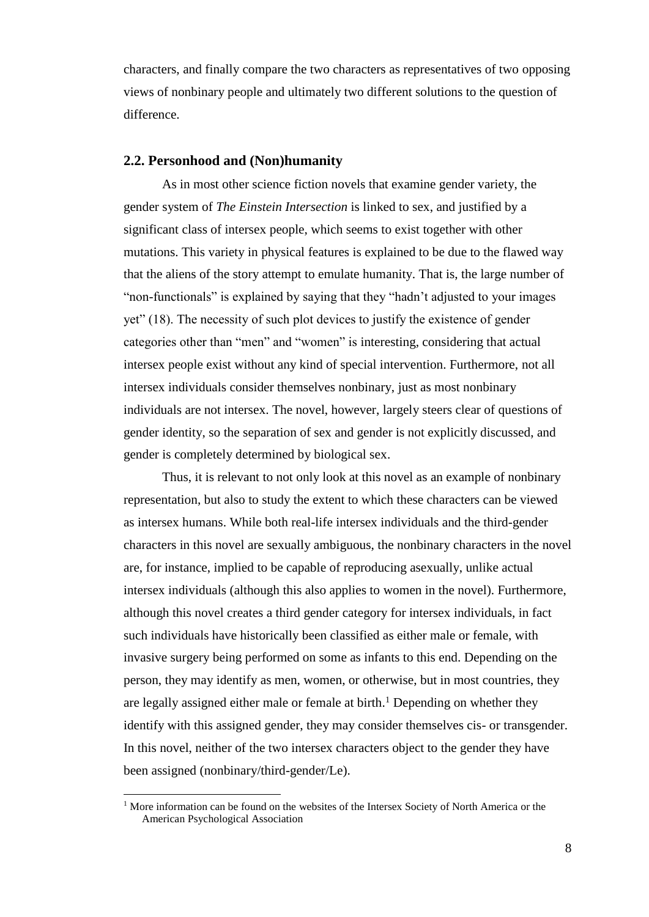characters, and finally compare the two characters as representatives of two opposing views of nonbinary people and ultimately two different solutions to the question of difference.

### 2.2. Personhood and (Non)humanity

As in most other science fiction novels that examine gender variety, the gender system of *The Einstein Intersection* is linked to sex, and justified by a significant class of intersex people, which seems to exist together with other mutations. This variety in physical features is explained to be due to the flawed way that the aliens of the story attempt to emulate humanity. That is, the large number of "non-functionals" is explained by saying that they "hadn't adjusted to your images yet" (18). The necessity of such plot devices to justify the existence of gender categories other than "men" and "women" is interesting, considering that actual intersex people exist without any kind of special intervention. Furthermore, not all intersex individuals consider themselves nonbinary, just as most nonbinary individuals are not intersex. The novel, however, largely steers clear of questions of gender identity, so the separation of sex and gender is not explicitly discussed, and gender is completely determined by biological sex.

Thus, it is relevant to not only look at this novel as an example of nonbinary representation, but also to study the extent to which these characters can be viewed as intersex humans. While both real-life intersex individuals and the third-gender characters in this novel are sexually ambiguous, the nonbinary characters in the novel are, for instance, implied to be capable of reproducing asexually, unlike actual intersex individuals (although this also applies to women in the novel). Furthermore, although this novel creates a third gender category for intersex individuals, in fact such individuals have historically been classified as either male or female, with invasive surgery being performed on some as infants to this end. Depending on the person, they may identify as men, women, or otherwise, but in most countries, they are legally assigned either male or female at birth.[1] Depending on whether they identify with this assigned gender, they may consider themselves cis- or transgender. In this novel, neither of the two intersex characters object to the gender they have been assigned (nonbinary/third-gender/Le).

[1] More information can be found on the websites of the Intersex Society of North America or the American Psychological Association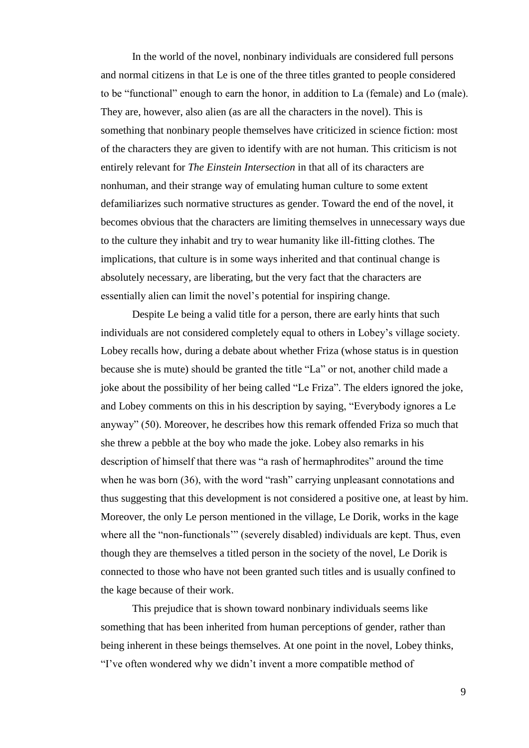In the world of the novel, nonbinary individuals are considered full persons and normal citizens in that Le is one of the three titles granted to people considered to be "functional" enough to earn the honor, in addition to La (female) and Lo (male). They are, however, also alien (as are all the characters in the novel). This is something that nonbinary people themselves have criticized in science fiction: most of the characters they are given to identify with are not human. This criticism is not entirely relevant for *The Einstein Intersection* in that all of its characters are nonhuman, and their strange way of emulating human culture to some extent defamiliarizes such normative structures as gender. Toward the end of the novel, it becomes obvious that the characters are limiting themselves in unnecessary ways due to the culture they inhabit and try to wear humanity like ill-fitting clothes. The implications, that culture is in some ways inherited and that continual change is absolutely necessary, are liberating, but the very fact that the characters are essentially alien can limit the novel's potential for inspiring change.

Despite Le being a valid title for a person, there are early hints that such individuals are not considered completely equal to others in Lobey's village society. Lobey recalls how, during a debate about whether Friza (whose status is in question because she is mute) should be granted the title "La" or not, another child made a joke about the possibility of her being called "Le Friza". The elders ignored the joke, and Lobey comments on this in his description by saying, "Everybody ignores a Le anyway" (50). Moreover, he describes how this remark offended Friza so much that she threw a pebble at the boy who made the joke. Lobey also remarks in his description of himself that there was "a rash of hermaphrodites" around the time when he was born (36), with the word "rash" carrying unpleasant connotations and thus suggesting that this development is not considered a positive one, at least by him. Moreover, the only Le person mentioned in the village, Le Dorik, works in the kage where all the "non-functionals'" (severely disabled) individuals are kept. Thus, even though they are themselves a titled person in the society of the novel, Le Dorik is connected to those who have not been granted such titles and is usually confined to the kage because of their work.

This prejudice that is shown toward nonbinary individuals seems like something that has been inherited from human perceptions of gender, rather than being inherent in these beings themselves. At one point in the novel, Lobey thinks, "I've often wondered why we didn't invent a more compatible method of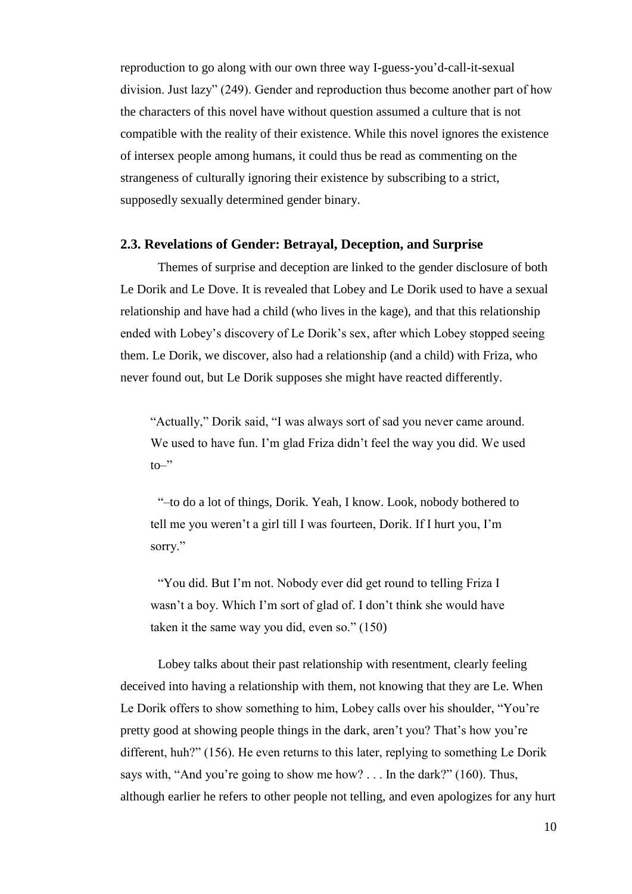reproduction to go along with our own three way I-guess-you'd-call-it-sexual division. Just lazy" (249). Gender and reproduction thus become another part of how the characters of this novel have without question assumed a culture that is not compatible with the reality of their existence. While this novel ignores the existence of intersex people among humans, it could thus be read as commenting on the strangeness of culturally ignoring their existence by subscribing to a strict, supposedly sexually determined gender binary.

### 2.3. Revelations of Gender: Betrayal, Deception, and Surprise

Themes of surprise and deception are linked to the gender disclosure of both Le Dorik and Le Dove. It is revealed that Lobey and Le Dorik used to have a sexual relationship and have had a child (who lives in the kage), and that this relationship ended with Lobey's discovery of Le Dorik's sex, after which Lobey stopped seeing them. Le Dorik, we discover, also had a relationship (and a child) with Friza, who never found out, but Le Dorik supposes she might have reacted differently.

> "Actually," Dorik said, "I was always sort of sad you never came around. We used to have fun. I'm glad Friza didn't feel the way you did. We used to–"
>
> "–to do a lot of things, Dorik. Yeah, I know. Look, nobody bothered to tell me you weren't a girl till I was fourteen, Dorik. If I hurt you, I'm sorry."
>
> "You did. But I'm not. Nobody ever did get round to telling Friza I wasn't a boy. Which I'm sort of glad of. I don't think she would have taken it the same way you did, even so." (150)

Lobey talks about their past relationship with resentment, clearly feeling deceived into having a relationship with them, not knowing that they are Le. When Le Dorik offers to show something to him, Lobey calls over his shoulder, "You're pretty good at showing people things in the dark, aren't you? That's how you're different, huh?" (156). He even returns to this later, replying to something Le Dorik says with, "And you're going to show me how? . . . In the dark?" (160). Thus, although earlier he refers to other people not telling, and even apologizes for any hurt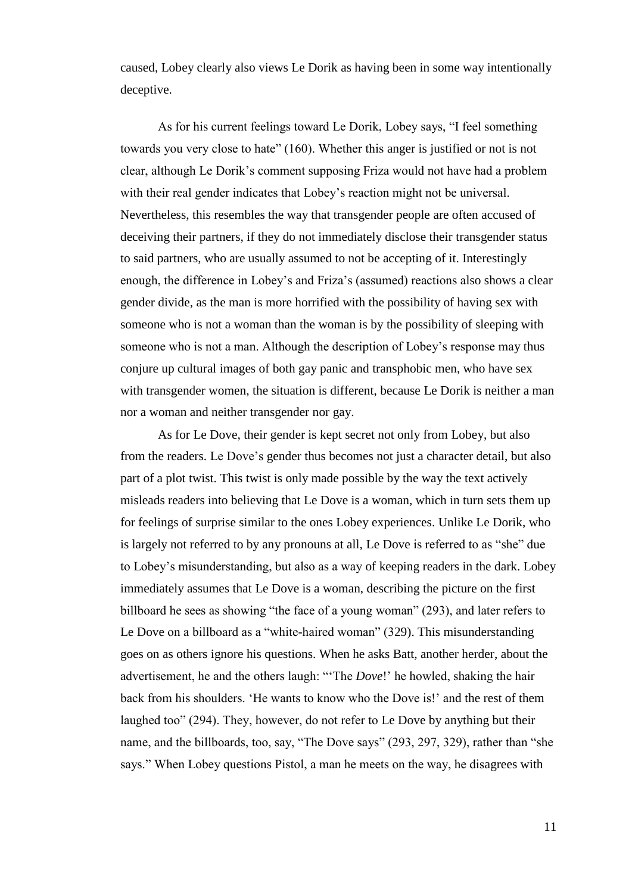caused, Lobey clearly also views Le Dorik as having been in some way intentionally deceptive.

As for his current feelings toward Le Dorik, Lobey says, "I feel something towards you very close to hate" (160). Whether this anger is justified or not is not clear, although Le Dorik's comment supposing Friza would not have had a problem with their real gender indicates that Lobey's reaction might not be universal. Nevertheless, this resembles the way that transgender people are often accused of deceiving their partners, if they do not immediately disclose their transgender status to said partners, who are usually assumed to not be accepting of it. Interestingly enough, the difference in Lobey's and Friza's (assumed) reactions also shows a clear gender divide, as the man is more horrified with the possibility of having sex with someone who is not a woman than the woman is by the possibility of sleeping with someone who is not a man. Although the description of Lobey's response may thus conjure up cultural images of both gay panic and transphobic men, who have sex with transgender women, the situation is different, because Le Dorik is neither a man nor a woman and neither transgender nor gay.

As for Le Dove, their gender is kept secret not only from Lobey, but also from the readers. Le Dove's gender thus becomes not just a character detail, but also part of a plot twist. This twist is only made possible by the way the text actively misleads readers into believing that Le Dove is a woman, which in turn sets them up for feelings of surprise similar to the ones Lobey experiences. Unlike Le Dorik, who is largely not referred to by any pronouns at all, Le Dove is referred to as "she" due to Lobey's misunderstanding, but also as a way of keeping readers in the dark. Lobey immediately assumes that Le Dove is a woman, describing the picture on the first billboard he sees as showing "the face of a young woman" (293), and later refers to Le Dove on a billboard as a "white-haired woman" (329). This misunderstanding goes on as others ignore his questions. When he asks Batt, another herder, about the advertisement, he and the others laugh: "'The *Dove*!' he howled, shaking the hair back from his shoulders. 'He wants to know who the Dove is!' and the rest of them laughed too" (294). They, however, do not refer to Le Dove by anything but their name, and the billboards, too, say, "The Dove says" (293, 297, 329), rather than "she says." When Lobey questions Pistol, a man he meets on the way, he disagrees with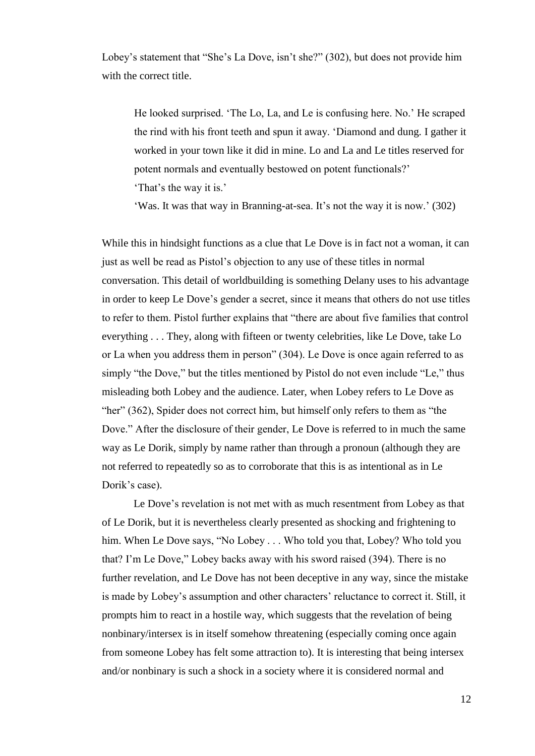Lobey's statement that "She's La Dove, isn't she?" (302), but does not provide him with the correct title.

> He looked surprised. 'The Lo, La, and Le is confusing here. No.' He scraped the rind with his front teeth and spun it away. 'Diamond and dung. I gather it worked in your town like it did in mine. Lo and La and Le titles reserved for potent normals and eventually bestowed on potent functionals?'
>
> 'That's the way it is.'
>
> 'Was. It was that way in Branning-at-sea. It's not the way it is now.' (302)

While this in hindsight functions as a clue that Le Dove is in fact not a woman, it can just as well be read as Pistol's objection to any use of these titles in normal conversation. This detail of worldbuilding is something Delany uses to his advantage in order to keep Le Dove's gender a secret, since it means that others do not use titles to refer to them. Pistol further explains that "there are about five families that control everything . . . They, along with fifteen or twenty celebrities, like Le Dove, take Lo or La when you address them in person" (304). Le Dove is once again referred to as simply "the Dove," but the titles mentioned by Pistol do not even include "Le," thus misleading both Lobey and the audience. Later, when Lobey refers to Le Dove as "her" (362), Spider does not correct him, but himself only refers to them as "the Dove." After the disclosure of their gender, Le Dove is referred to in much the same way as Le Dorik, simply by name rather than through a pronoun (although they are not referred to repeatedly so as to corroborate that this is as intentional as in Le Dorik's case).

Le Dove's revelation is not met with as much resentment from Lobey as that of Le Dorik, but it is nevertheless clearly presented as shocking and frightening to him. When Le Dove says, "No Lobey . . . Who told you that, Lobey? Who told you that? I'm Le Dove," Lobey backs away with his sword raised (394). There is no further revelation, and Le Dove has not been deceptive in any way, since the mistake is made by Lobey's assumption and other characters' reluctance to correct it. Still, it prompts him to react in a hostile way, which suggests that the revelation of being nonbinary/intersex is in itself somehow threatening (especially coming once again from someone Lobey has felt some attraction to). It is interesting that being intersex and/or nonbinary is such a shock in a society where it is considered normal and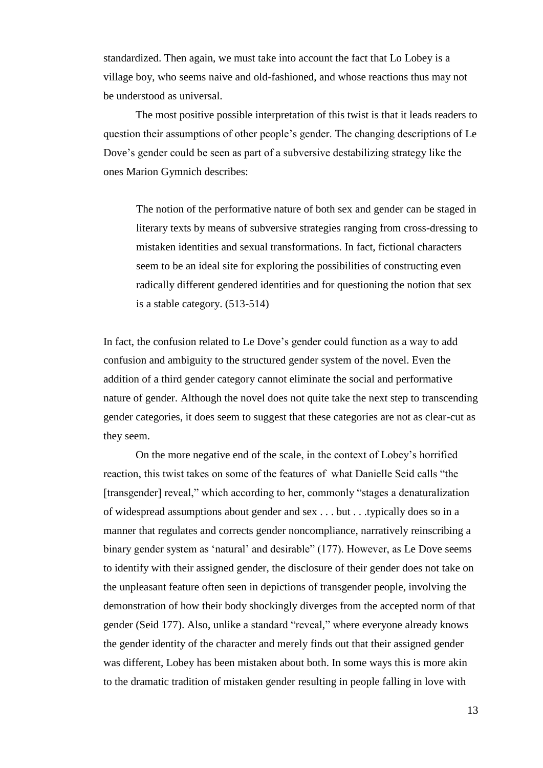standardized. Then again, we must take into account the fact that Lo Lobey is a village boy, who seems naive and old-fashioned, and whose reactions thus may not be understood as universal.

The most positive possible interpretation of this twist is that it leads readers to question their assumptions of other people's gender. The changing descriptions of Le Dove's gender could be seen as part of a subversive destabilizing strategy like the ones Marion Gymnich describes:

> The notion of the performative nature of both sex and gender can be staged in literary texts by means of subversive strategies ranging from cross-dressing to mistaken identities and sexual transformations. In fact, fictional characters seem to be an ideal site for exploring the possibilities of constructing even radically different gendered identities and for questioning the notion that sex is a stable category. (513-514)

In fact, the confusion related to Le Dove's gender could function as a way to add confusion and ambiguity to the structured gender system of the novel. Even the addition of a third gender category cannot eliminate the social and performative nature of gender. Although the novel does not quite take the next step to transcending gender categories, it does seem to suggest that these categories are not as clear-cut as they seem.

On the more negative end of the scale, in the context of Lobey's horrified reaction, this twist takes on some of the features of what Danielle Seid calls "the [transgender] reveal," which according to her, commonly "stages a denaturalization of widespread assumptions about gender and sex . . . but . . .typically does so in a manner that regulates and corrects gender noncompliance, narratively reinscribing a binary gender system as 'natural' and desirable" (177). However, as Le Dove seems to identify with their assigned gender, the disclosure of their gender does not take on the unpleasant feature often seen in depictions of transgender people, involving the demonstration of how their body shockingly diverges from the accepted norm of that gender (Seid 177). Also, unlike a standard "reveal," where everyone already knows the gender identity of the character and merely finds out that their assigned gender was different, Lobey has been mistaken about both. In some ways this is more akin to the dramatic tradition of mistaken gender resulting in people falling in love with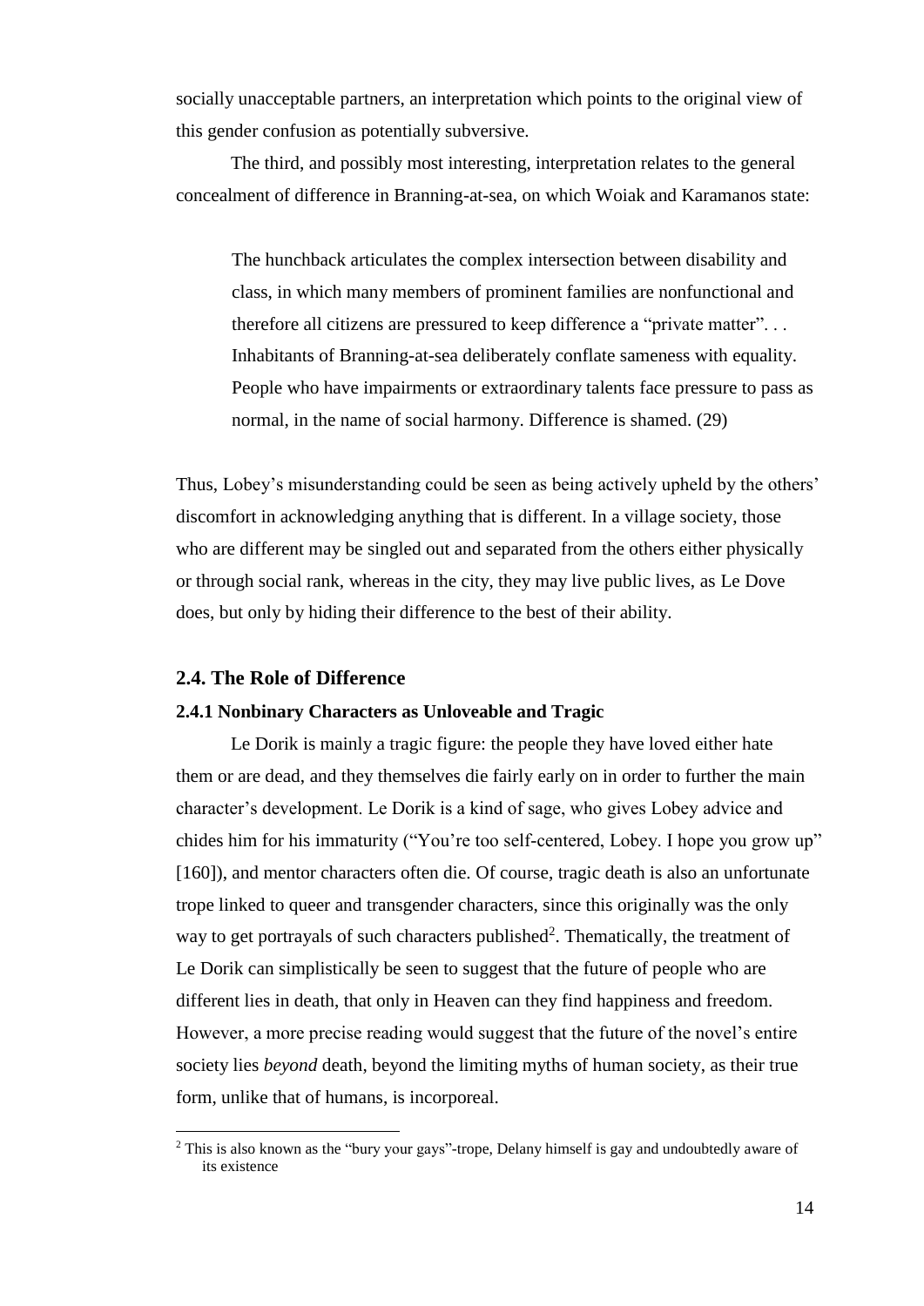socially unacceptable partners, an interpretation which points to the original view of this gender confusion as potentially subversive.

The third, and possibly most interesting, interpretation relates to the general concealment of difference in Branning-at-sea, on which Woiak and Karamanos state:

> The hunchback articulates the complex intersection between disability and class, in which many members of prominent families are nonfunctional and therefore all citizens are pressured to keep difference a "private matter". . . Inhabitants of Branning-at-sea deliberately conflate sameness with equality. People who have impairments or extraordinary talents face pressure to pass as normal, in the name of social harmony. Difference is shamed. (29)

Thus, Lobey's misunderstanding could be seen as being actively upheld by the others' discomfort in acknowledging anything that is different. In a village society, those who are different may be singled out and separated from the others either physically or through social rank, whereas in the city, they may live public lives, as Le Dove does, but only by hiding their difference to the best of their ability.

## 2.4. The Role of Difference

### 2.4.1 Nonbinary Characters as Unloveable and Tragic

Le Dorik is mainly a tragic figure: the people they have loved either hate them or are dead, and they themselves die fairly early on in order to further the main character's development. Le Dorik is a kind of sage, who gives Lobey advice and chides him for his immaturity ("You're too self-centered, Lobey. I hope you grow up" [160]), and mentor characters often die. Of course, tragic death is also an unfortunate trope linked to queer and transgender characters, since this originally was the only way to get portrayals of such characters published[2]. Thematically, the treatment of Le Dorik can simplistically be seen to suggest that the future of people who are different lies in death, that only in Heaven can they find happiness and freedom. However, a more precise reading would suggest that the future of the novel's entire society lies *beyond* death, beyond the limiting myths of human society, as their true form, unlike that of humans, is incorporeal.

[2] This is also known as the "bury your gays"-trope, Delany himself is gay and undoubtedly aware of its existence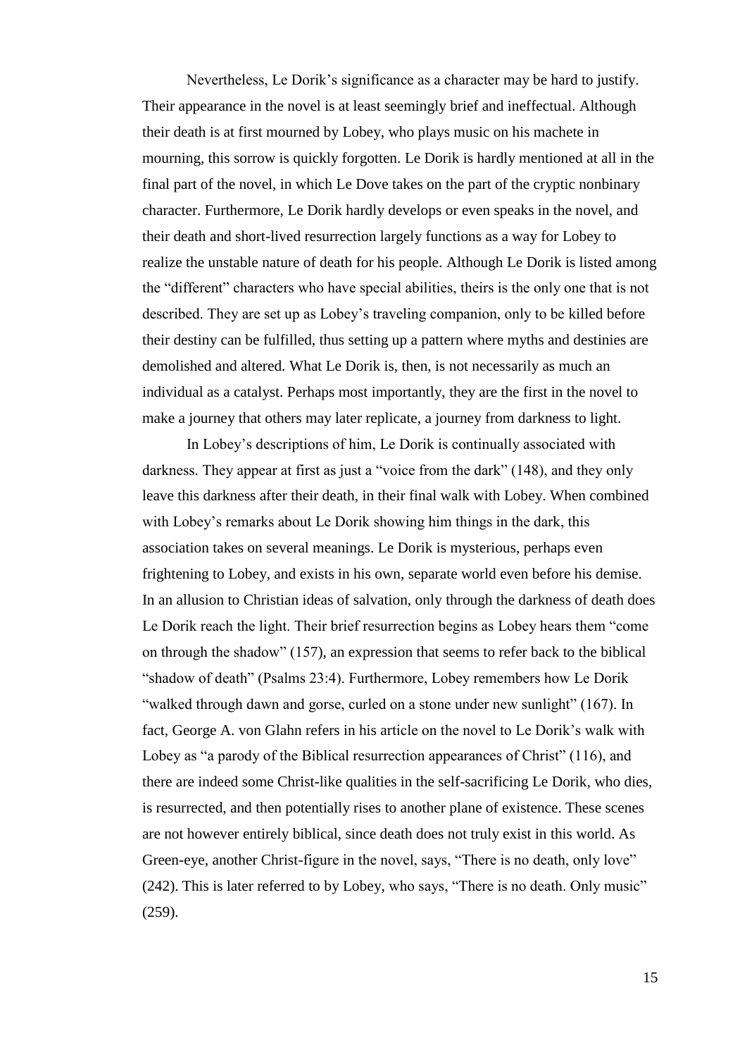Nevertheless, Le Dorik's significance as a character may be hard to justify. Their appearance in the novel is at least seemingly brief and ineffectual. Although their death is at first mourned by Lobey, who plays music on his machete in mourning, this sorrow is quickly forgotten. Le Dorik is hardly mentioned at all in the final part of the novel, in which Le Dove takes on the part of the cryptic nonbinary character. Furthermore, Le Dorik hardly develops or even speaks in the novel, and their death and short-lived resurrection largely functions as a way for Lobey to realize the unstable nature of death for his people. Although Le Dorik is listed among the "different" characters who have special abilities, theirs is the only one that is not described. They are set up as Lobey's traveling companion, only to be killed before their destiny can be fulfilled, thus setting up a pattern where myths and destinies are demolished and altered. What Le Dorik is, then, is not necessarily as much an individual as a catalyst. Perhaps most importantly, they are the first in the novel to make a journey that others may later replicate, a journey from darkness to light.

In Lobey's descriptions of him, Le Dorik is continually associated with darkness. They appear at first as just a "voice from the dark" (148), and they only leave this darkness after their death, in their final walk with Lobey. When combined with Lobey's remarks about Le Dorik showing him things in the dark, this association takes on several meanings. Le Dorik is mysterious, perhaps even frightening to Lobey, and exists in his own, separate world even before his demise. In an allusion to Christian ideas of salvation, only through the darkness of death does Le Dorik reach the light. Their brief resurrection begins as Lobey hears them "come on through the shadow" (157), an expression that seems to refer back to the biblical "shadow of death" (Psalms 23:4). Furthermore, Lobey remembers how Le Dorik "walked through dawn and gorse, curled on a stone under new sunlight" (167). In fact, George A. von Glahn refers in his article on the novel to Le Dorik's walk with Lobey as "a parody of the Biblical resurrection appearances of Christ" (116), and there are indeed some Christ-like qualities in the self-sacrificing Le Dorik, who dies, is resurrected, and then potentially rises to another plane of existence. These scenes are not however entirely biblical, since death does not truly exist in this world. As Green-eye, another Christ-figure in the novel, says, "There is no death, only love" (242). This is later referred to by Lobey, who says, "There is no death. Only music" (259).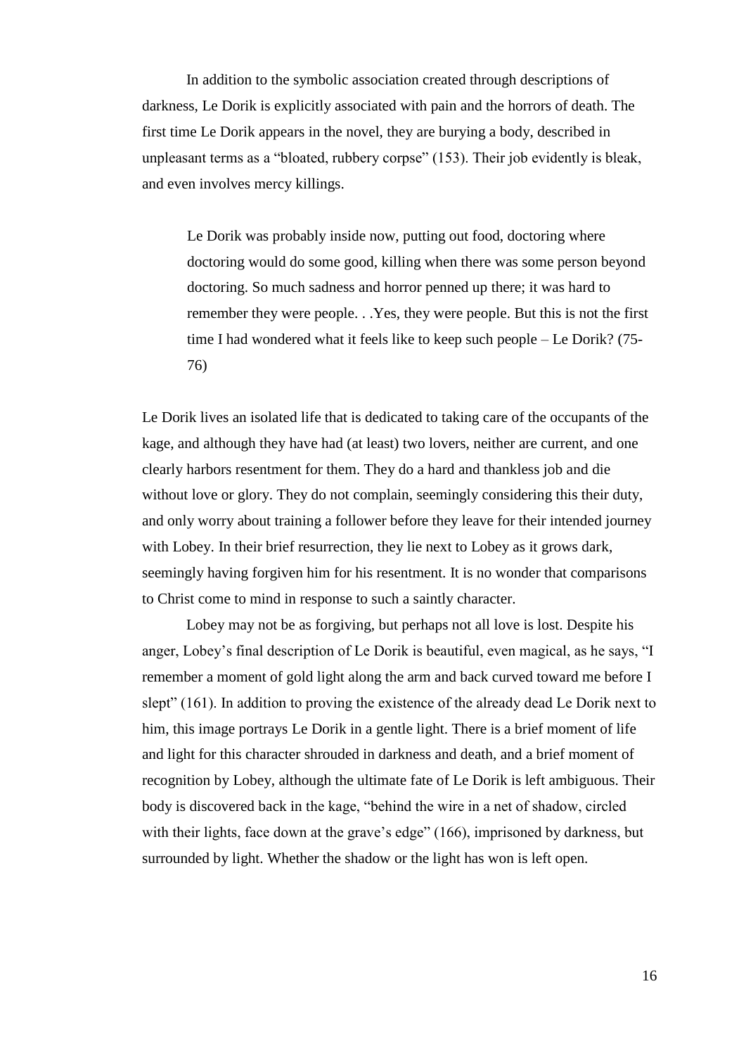In addition to the symbolic association created through descriptions of darkness, Le Dorik is explicitly associated with pain and the horrors of death. The first time Le Dorik appears in the novel, they are burying a body, described in unpleasant terms as a "bloated, rubbery corpse" (153). Their job evidently is bleak, and even involves mercy killings.

> Le Dorik was probably inside now, putting out food, doctoring where doctoring would do some good, killing when there was some person beyond doctoring. So much sadness and horror penned up there; it was hard to remember they were people. . .Yes, they were people. But this is not the first time I had wondered what it feels like to keep such people – Le Dorik? (75-76)

Le Dorik lives an isolated life that is dedicated to taking care of the occupants of the kage, and although they have had (at least) two lovers, neither are current, and one clearly harbors resentment for them. They do a hard and thankless job and die without love or glory. They do not complain, seemingly considering this their duty, and only worry about training a follower before they leave for their intended journey with Lobey. In their brief resurrection, they lie next to Lobey as it grows dark, seemingly having forgiven him for his resentment. It is no wonder that comparisons to Christ come to mind in response to such a saintly character.

Lobey may not be as forgiving, but perhaps not all love is lost. Despite his anger, Lobey's final description of Le Dorik is beautiful, even magical, as he says, "I remember a moment of gold light along the arm and back curved toward me before I slept" (161). In addition to proving the existence of the already dead Le Dorik next to him, this image portrays Le Dorik in a gentle light. There is a brief moment of life and light for this character shrouded in darkness and death, and a brief moment of recognition by Lobey, although the ultimate fate of Le Dorik is left ambiguous. Their body is discovered back in the kage, "behind the wire in a net of shadow, circled with their lights, face down at the grave's edge" (166), imprisoned by darkness, but surrounded by light. Whether the shadow or the light has won is left open.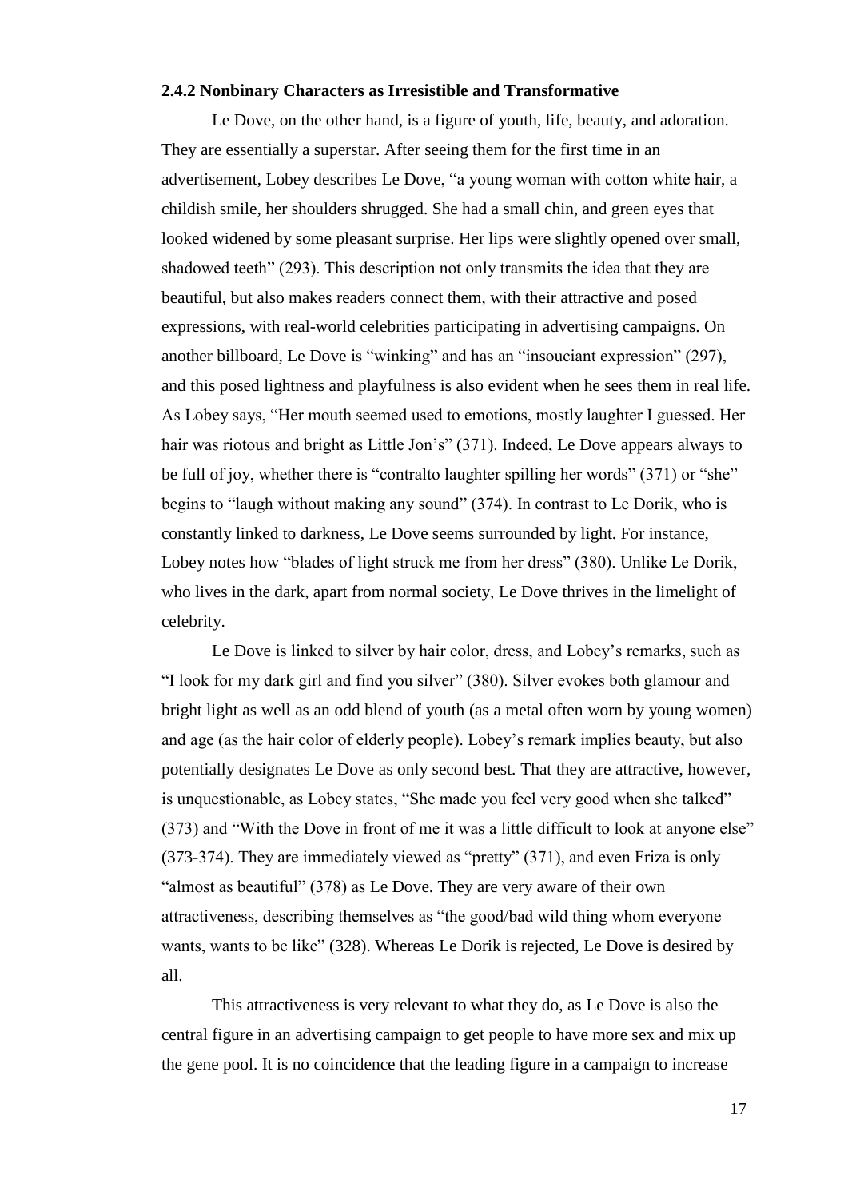### 2.4.2 Nonbinary Characters as Irresistible and Transformative

Le Dove, on the other hand, is a figure of youth, life, beauty, and adoration. They are essentially a superstar. After seeing them for the first time in an advertisement, Lobey describes Le Dove, "a young woman with cotton white hair, a childish smile, her shoulders shrugged. She had a small chin, and green eyes that looked widened by some pleasant surprise. Her lips were slightly opened over small, shadowed teeth" (293). This description not only transmits the idea that they are beautiful, but also makes readers connect them, with their attractive and posed expressions, with real-world celebrities participating in advertising campaigns. On another billboard, Le Dove is "winking" and has an "insouciant expression" (297), and this posed lightness and playfulness is also evident when he sees them in real life. As Lobey says, "Her mouth seemed used to emotions, mostly laughter I guessed. Her hair was riotous and bright as Little Jon's" (371). Indeed, Le Dove appears always to be full of joy, whether there is "contralto laughter spilling her words" (371) or "she" begins to "laugh without making any sound" (374). In contrast to Le Dorik, who is constantly linked to darkness, Le Dove seems surrounded by light. For instance, Lobey notes how "blades of light struck me from her dress" (380). Unlike Le Dorik, who lives in the dark, apart from normal society, Le Dove thrives in the limelight of celebrity.

Le Dove is linked to silver by hair color, dress, and Lobey's remarks, such as "I look for my dark girl and find you silver" (380). Silver evokes both glamour and bright light as well as an odd blend of youth (as a metal often worn by young women) and age (as the hair color of elderly people). Lobey's remark implies beauty, but also potentially designates Le Dove as only second best. That they are attractive, however, is unquestionable, as Lobey states, "She made you feel very good when she talked" (373) and "With the Dove in front of me it was a little difficult to look at anyone else" (373-374). They are immediately viewed as "pretty" (371), and even Friza is only "almost as beautiful" (378) as Le Dove. They are very aware of their own attractiveness, describing themselves as "the good/bad wild thing whom everyone wants, wants to be like" (328). Whereas Le Dorik is rejected, Le Dove is desired by all.

This attractiveness is very relevant to what they do, as Le Dove is also the central figure in an advertising campaign to get people to have more sex and mix up the gene pool. It is no coincidence that the leading figure in a campaign to increase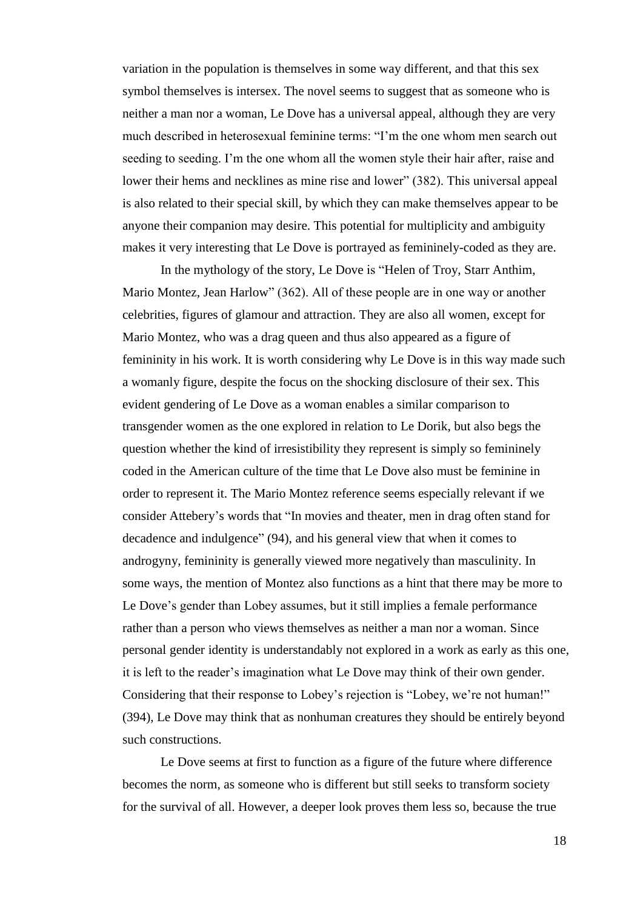variation in the population is themselves in some way different, and that this sex symbol themselves is intersex. The novel seems to suggest that as someone who is neither a man nor a woman, Le Dove has a universal appeal, although they are very much described in heterosexual feminine terms: "I'm the one whom men search out seeding to seeding. I'm the one whom all the women style their hair after, raise and lower their hems and necklines as mine rise and lower" (382). This universal appeal is also related to their special skill, by which they can make themselves appear to be anyone their companion may desire. This potential for multiplicity and ambiguity makes it very interesting that Le Dove is portrayed as femininely-coded as they are.

In the mythology of the story, Le Dove is "Helen of Troy, Starr Anthim, Mario Montez, Jean Harlow" (362). All of these people are in one way or another celebrities, figures of glamour and attraction. They are also all women, except for Mario Montez, who was a drag queen and thus also appeared as a figure of femininity in his work. It is worth considering why Le Dove is in this way made such a womanly figure, despite the focus on the shocking disclosure of their sex. This evident gendering of Le Dove as a woman enables a similar comparison to transgender women as the one explored in relation to Le Dorik, but also begs the question whether the kind of irresistibility they represent is simply so femininely coded in the American culture of the time that Le Dove also must be feminine in order to represent it. The Mario Montez reference seems especially relevant if we consider Attebery's words that "In movies and theater, men in drag often stand for decadence and indulgence" (94), and his general view that when it comes to androgyny, femininity is generally viewed more negatively than masculinity. In some ways, the mention of Montez also functions as a hint that there may be more to Le Dove's gender than Lobey assumes, but it still implies a female performance rather than a person who views themselves as neither a man nor a woman. Since personal gender identity is understandably not explored in a work as early as this one, it is left to the reader's imagination what Le Dove may think of their own gender. Considering that their response to Lobey's rejection is "Lobey, we're not human!" (394), Le Dove may think that as nonhuman creatures they should be entirely beyond such constructions.

Le Dove seems at first to function as a figure of the future where difference becomes the norm, as someone who is different but still seeks to transform society for the survival of all. However, a deeper look proves them less so, because the true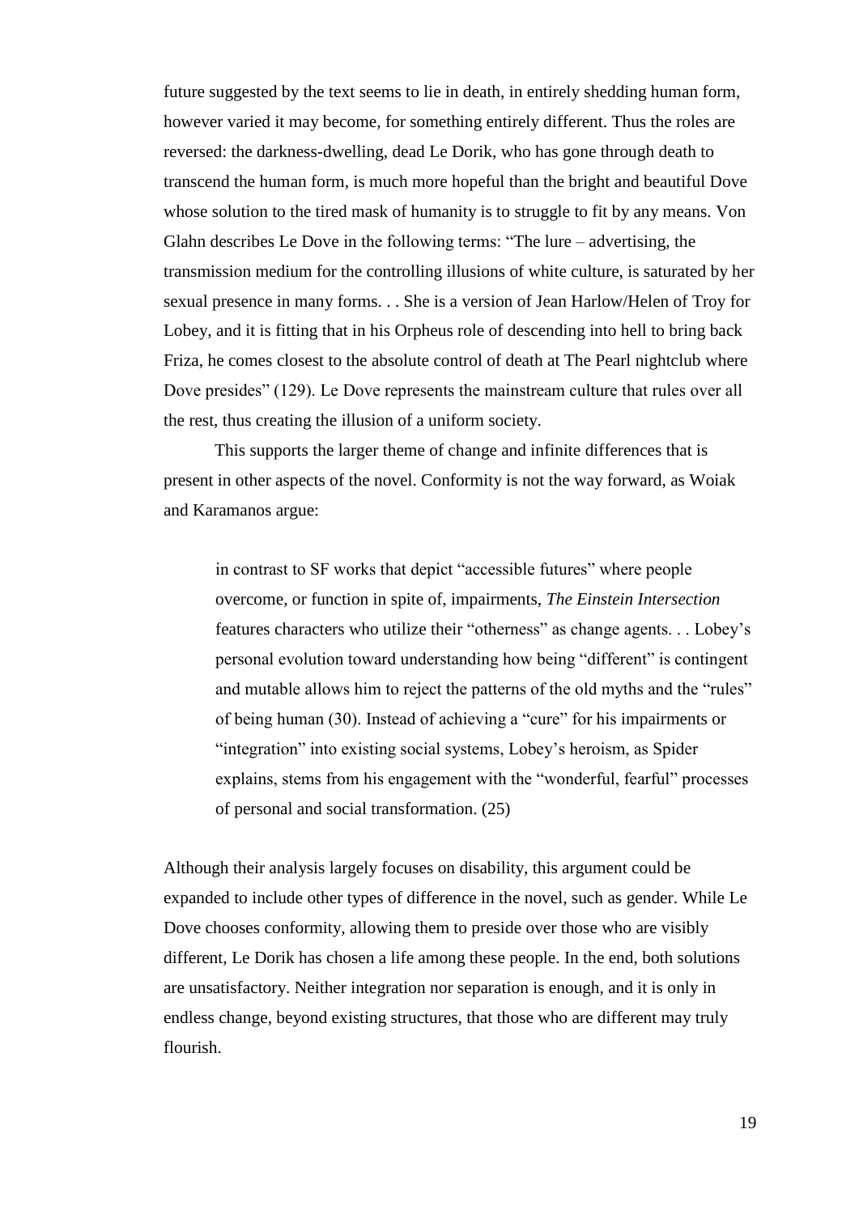future suggested by the text seems to lie in death, in entirely shedding human form, however varied it may become, for something entirely different. Thus the roles are reversed: the darkness-dwelling, dead Le Dorik, who has gone through death to transcend the human form, is much more hopeful than the bright and beautiful Dove whose solution to the tired mask of humanity is to struggle to fit by any means. Von Glahn describes Le Dove in the following terms: "The lure – advertising, the transmission medium for the controlling illusions of white culture, is saturated by her sexual presence in many forms. . . She is a version of Jean Harlow/Helen of Troy for Lobey, and it is fitting that in his Orpheus role of descending into hell to bring back Friza, he comes closest to the absolute control of death at The Pearl nightclub where Dove presides" (129). Le Dove represents the mainstream culture that rules over all the rest, thus creating the illusion of a uniform society.

This supports the larger theme of change and infinite differences that is present in other aspects of the novel. Conformity is not the way forward, as Woiak and Karamanos argue:

> in contrast to SF works that depict "accessible futures" where people overcome, or function in spite of, impairments, *The Einstein Intersection* features characters who utilize their "otherness" as change agents. . . Lobey's personal evolution toward understanding how being "different" is contingent and mutable allows him to reject the patterns of the old myths and the "rules" of being human (30). Instead of achieving a "cure" for his impairments or "integration" into existing social systems, Lobey's heroism, as Spider explains, stems from his engagement with the "wonderful, fearful" processes of personal and social transformation. (25)

Although their analysis largely focuses on disability, this argument could be expanded to include other types of difference in the novel, such as gender. While Le Dove chooses conformity, allowing them to preside over those who are visibly different, Le Dorik has chosen a life among these people. In the end, both solutions are unsatisfactory. Neither integration nor separation is enough, and it is only in endless change, beyond existing structures, that those who are different may truly flourish.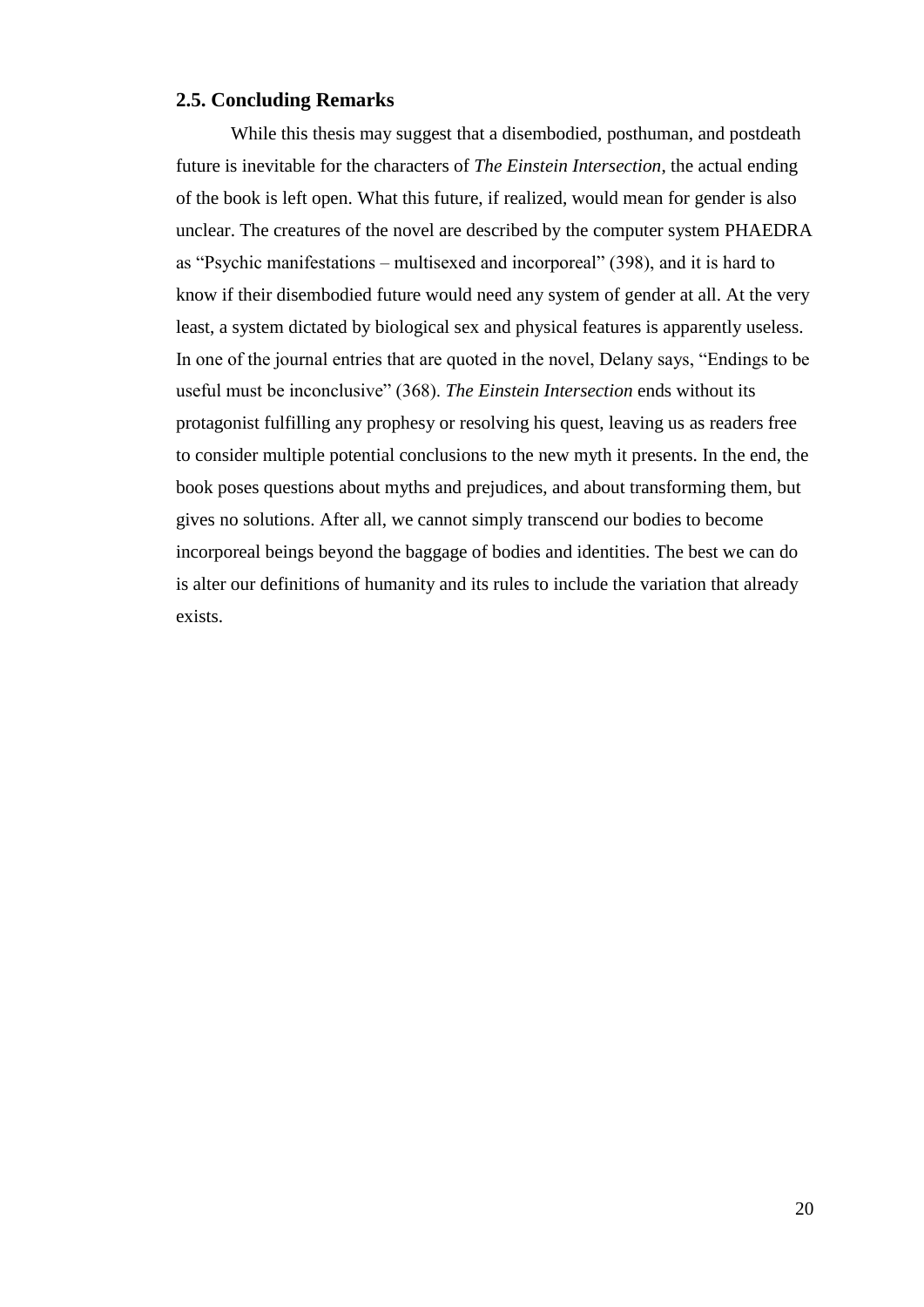### 2.5. Concluding Remarks

While this thesis may suggest that a disembodied, posthuman, and postdeath future is inevitable for the characters of *The Einstein Intersection*, the actual ending of the book is left open. What this future, if realized, would mean for gender is also unclear. The creatures of the novel are described by the computer system PHAEDRA as "Psychic manifestations – multisexed and incorporeal" (398), and it is hard to know if their disembodied future would need any system of gender at all. At the very least, a system dictated by biological sex and physical features is apparently useless. In one of the journal entries that are quoted in the novel, Delany says, "Endings to be useful must be inconclusive" (368). *The Einstein Intersection* ends without its protagonist fulfilling any prophesy or resolving his quest, leaving us as readers free to consider multiple potential conclusions to the new myth it presents. In the end, the book poses questions about myths and prejudices, and about transforming them, but gives no solutions. After all, we cannot simply transcend our bodies to become incorporeal beings beyond the baggage of bodies and identities. The best we can do is alter our definitions of humanity and its rules to include the variation that already exists.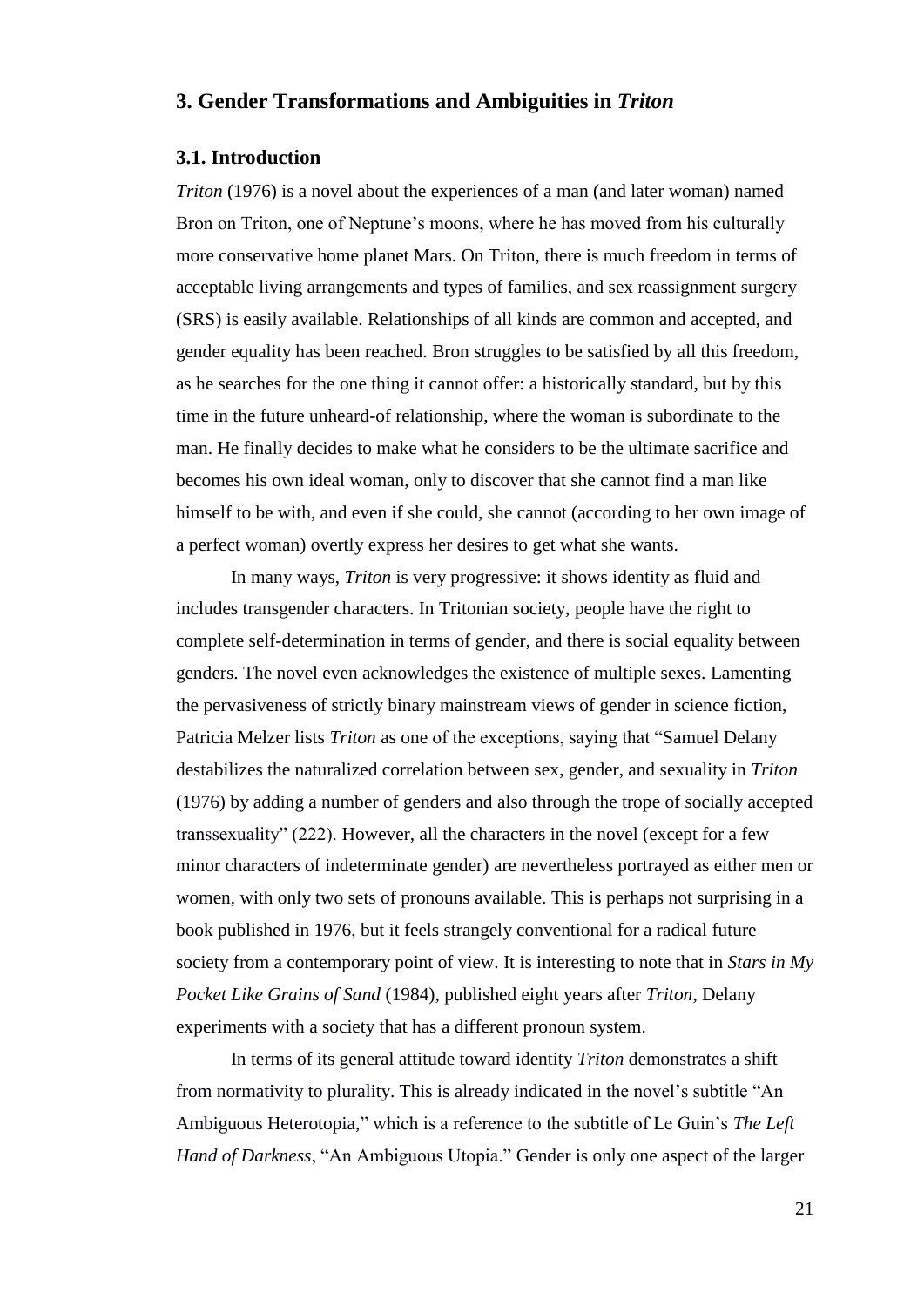## 3. Gender Transformations and Ambiguities in *Triton*

### 3.1. Introduction

*Triton* (1976) is a novel about the experiences of a man (and later woman) named Bron on Triton, one of Neptune's moons, where he has moved from his culturally more conservative home planet Mars. On Triton, there is much freedom in terms of acceptable living arrangements and types of families, and sex reassignment surgery (SRS) is easily available. Relationships of all kinds are common and accepted, and gender equality has been reached. Bron struggles to be satisfied by all this freedom, as he searches for the one thing it cannot offer: a historically standard, but by this time in the future unheard-of relationship, where the woman is subordinate to the man. He finally decides to make what he considers to be the ultimate sacrifice and becomes his own ideal woman, only to discover that she cannot find a man like himself to be with, and even if she could, she cannot (according to her own image of a perfect woman) overtly express her desires to get what she wants.

In many ways, *Triton* is very progressive: it shows identity as fluid and includes transgender characters. In Tritonian society, people have the right to complete self-determination in terms of gender, and there is social equality between genders. The novel even acknowledges the existence of multiple sexes. Lamenting the pervasiveness of strictly binary mainstream views of gender in science fiction, Patricia Melzer lists *Triton* as one of the exceptions, saying that "Samuel Delany destabilizes the naturalized correlation between sex, gender, and sexuality in *Triton* (1976) by adding a number of genders and also through the trope of socially accepted transsexuality" (222). However, all the characters in the novel (except for a few minor characters of indeterminate gender) are nevertheless portrayed as either men or women, with only two sets of pronouns available. This is perhaps not surprising in a book published in 1976, but it feels strangely conventional for a radical future society from a contemporary point of view. It is interesting to note that in *Stars in My Pocket Like Grains of Sand* (1984), published eight years after *Triton*, Delany experiments with a society that has a different pronoun system.

In terms of its general attitude toward identity *Triton* demonstrates a shift from normativity to plurality. This is already indicated in the novel's subtitle "An Ambiguous Heterotopia," which is a reference to the subtitle of Le Guin's *The Left Hand of Darkness*, "An Ambiguous Utopia." Gender is only one aspect of the larger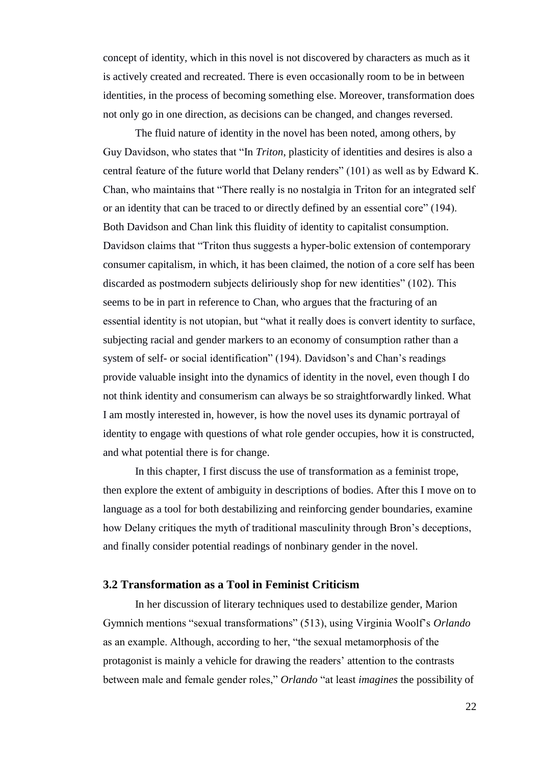concept of identity, which in this novel is not discovered by characters as much as it is actively created and recreated. There is even occasionally room to be in between identities, in the process of becoming something else. Moreover, transformation does not only go in one direction, as decisions can be changed, and changes reversed.

The fluid nature of identity in the novel has been noted, among others, by Guy Davidson, who states that "In *Triton*, plasticity of identities and desires is also a central feature of the future world that Delany renders" (101) as well as by Edward K. Chan, who maintains that "There really is no nostalgia in Triton for an integrated self or an identity that can be traced to or directly defined by an essential core" (194). Both Davidson and Chan link this fluidity of identity to capitalist consumption. Davidson claims that "Triton thus suggests a hyper-bolic extension of contemporary consumer capitalism, in which, it has been claimed, the notion of a core self has been discarded as postmodern subjects deliriously shop for new identities" (102). This seems to be in part in reference to Chan, who argues that the fracturing of an essential identity is not utopian, but "what it really does is convert identity to surface, subjecting racial and gender markers to an economy of consumption rather than a system of self- or social identification" (194). Davidson's and Chan's readings provide valuable insight into the dynamics of identity in the novel, even though I do not think identity and consumerism can always be so straightforwardly linked. What I am mostly interested in, however, is how the novel uses its dynamic portrayal of identity to engage with questions of what role gender occupies, how it is constructed, and what potential there is for change.

In this chapter, I first discuss the use of transformation as a feminist trope, then explore the extent of ambiguity in descriptions of bodies. After this I move on to language as a tool for both destabilizing and reinforcing gender boundaries, examine how Delany critiques the myth of traditional masculinity through Bron's deceptions, and finally consider potential readings of nonbinary gender in the novel.

### 3.2 Transformation as a Tool in Feminist Criticism

In her discussion of literary techniques used to destabilize gender, Marion Gymnich mentions "sexual transformations" (513), using Virginia Woolf's *Orlando* as an example. Although, according to her, "the sexual metamorphosis of the protagonist is mainly a vehicle for drawing the readers' attention to the contrasts between male and female gender roles," *Orlando* "at least *imagines* the possibility of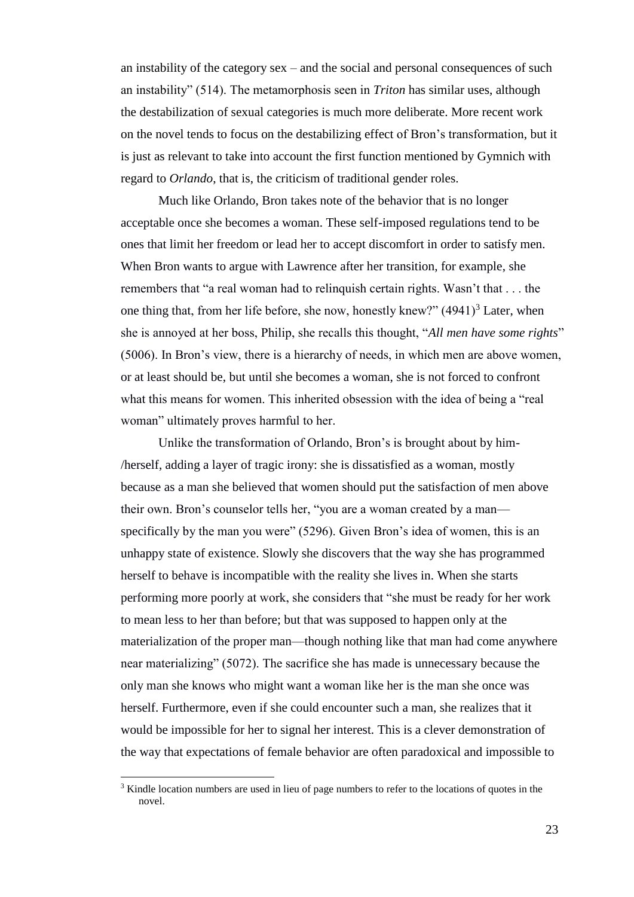an instability of the category sex – and the social and personal consequences of such an instability" (514). The metamorphosis seen in *Triton* has similar uses, although the destabilization of sexual categories is much more deliberate. More recent work on the novel tends to focus on the destabilizing effect of Bron's transformation, but it is just as relevant to take into account the first function mentioned by Gymnich with regard to *Orlando*, that is, the criticism of traditional gender roles.

Much like Orlando, Bron takes note of the behavior that is no longer acceptable once she becomes a woman. These self-imposed regulations tend to be ones that limit her freedom or lead her to accept discomfort in order to satisfy men. When Bron wants to argue with Lawrence after her transition, for example, she remembers that "a real woman had to relinquish certain rights. Wasn't that . . . the one thing that, from her life before, she now, honestly knew?" (4941)[3] Later, when she is annoyed at her boss, Philip, she recalls this thought, "*All men have some rights*" (5006). In Bron's view, there is a hierarchy of needs, in which men are above women, or at least should be, but until she becomes a woman, she is not forced to confront what this means for women. This inherited obsession with the idea of being a "real woman" ultimately proves harmful to her.

Unlike the transformation of Orlando, Bron's is brought about by him-/herself, adding a layer of tragic irony: she is dissatisfied as a woman, mostly because as a man she believed that women should put the satisfaction of men above their own. Bron's counselor tells her, "you are a woman created by a man—specifically by the man you were" (5296). Given Bron's idea of women, this is an unhappy state of existence. Slowly she discovers that the way she has programmed herself to behave is incompatible with the reality she lives in. When she starts performing more poorly at work, she considers that "she must be ready for her work to mean less to her than before; but that was supposed to happen only at the materialization of the proper man—though nothing like that man had come anywhere near materializing" (5072). The sacrifice she has made is unnecessary because the only man she knows who might want a woman like her is the man she once was herself. Furthermore, even if she could encounter such a man, she realizes that it would be impossible for her to signal her interest. This is a clever demonstration of the way that expectations of female behavior are often paradoxical and impossible to

[3] Kindle location numbers are used in lieu of page numbers to refer to the locations of quotes in the novel.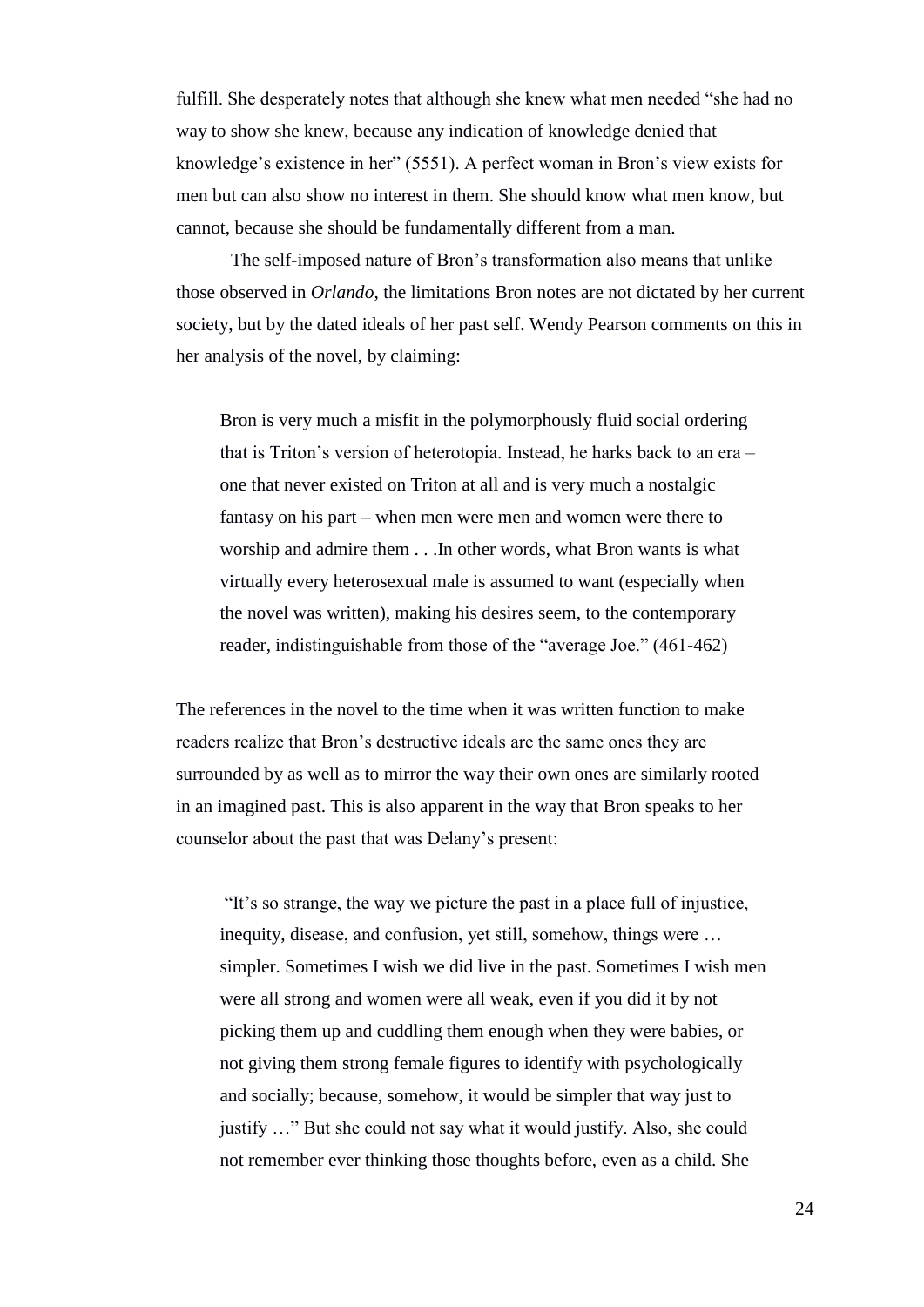fulfill. She desperately notes that although she knew what men needed "she had no way to show she knew, because any indication of knowledge denied that knowledge's existence in her" (5551). A perfect woman in Bron's view exists for men but can also show no interest in them. She should know what men know, but cannot, because she should be fundamentally different from a man.

The self-imposed nature of Bron's transformation also means that unlike those observed in *Orlando*, the limitations Bron notes are not dictated by her current society, but by the dated ideals of her past self. Wendy Pearson comments on this in her analysis of the novel, by claiming:

> Bron is very much a misfit in the polymorphously fluid social ordering that is Triton's version of heterotopia. Instead, he harks back to an era – one that never existed on Triton at all and is very much a nostalgic fantasy on his part – when men were men and women were there to worship and admire them . . .In other words, what Bron wants is what virtually every heterosexual male is assumed to want (especially when the novel was written), making his desires seem, to the contemporary reader, indistinguishable from those of the "average Joe." (461-462)

The references in the novel to the time when it was written function to make readers realize that Bron's destructive ideals are the same ones they are surrounded by as well as to mirror the way their own ones are similarly rooted in an imagined past. This is also apparent in the way that Bron speaks to her counselor about the past that was Delany's present:

> "It's so strange, the way we picture the past in a place full of injustice, inequity, disease, and confusion, yet still, somehow, things were … simpler. Sometimes I wish we did live in the past. Sometimes I wish men were all strong and women were all weak, even if you did it by not picking them up and cuddling them enough when they were babies, or not giving them strong female figures to identify with psychologically and socially; because, somehow, it would be simpler that way just to justify …" But she could not say what it would justify. Also, she could not remember ever thinking those thoughts before, even as a child. She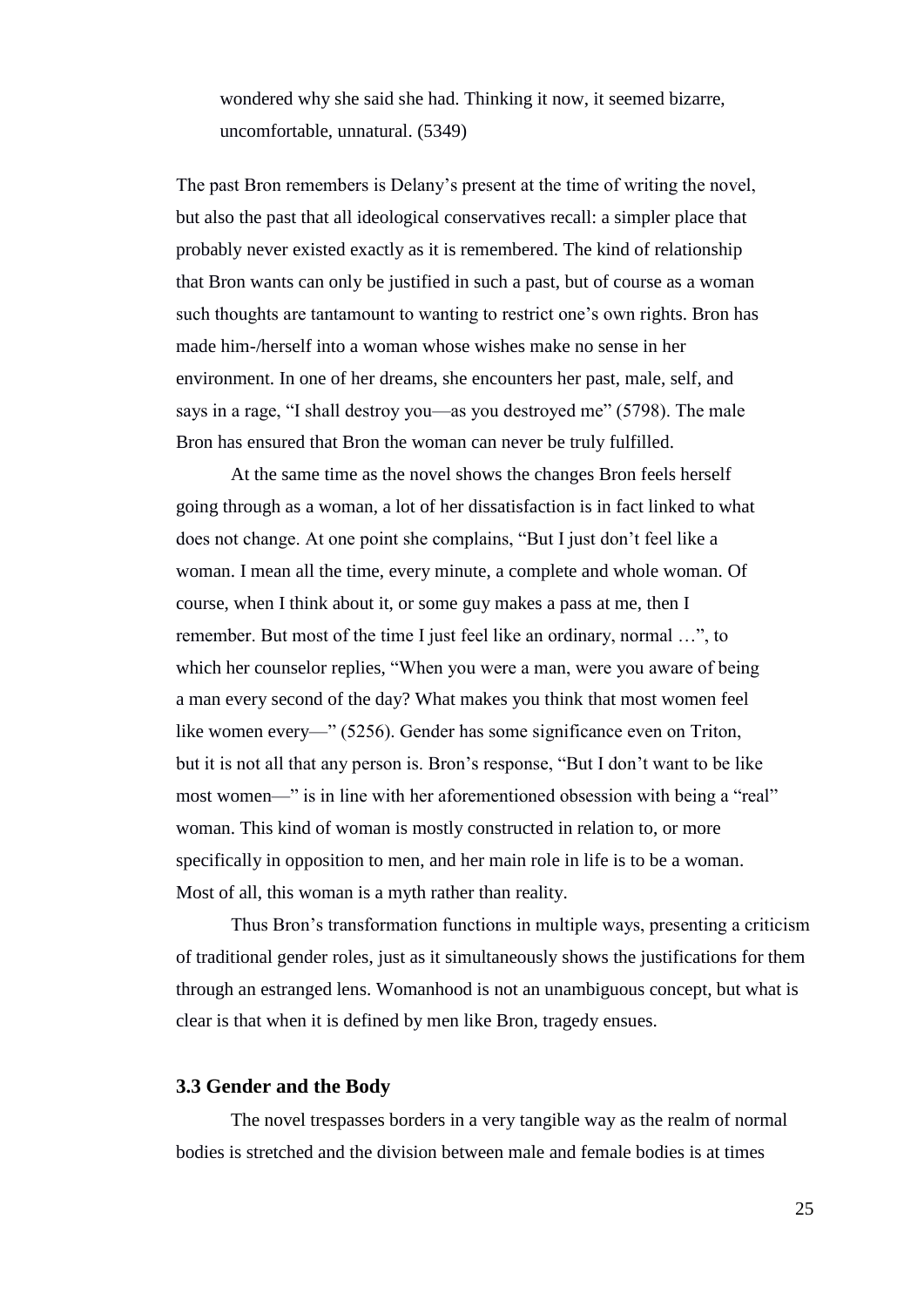> wondered why she said she had. Thinking it now, it seemed bizarre, uncomfortable, unnatural. (5349)

The past Bron remembers is Delany's present at the time of writing the novel, but also the past that all ideological conservatives recall: a simpler place that probably never existed exactly as it is remembered. The kind of relationship that Bron wants can only be justified in such a past, but of course as a woman such thoughts are tantamount to wanting to restrict one's own rights. Bron has made him-/herself into a woman whose wishes make no sense in her environment. In one of her dreams, she encounters her past, male, self, and says in a rage, "I shall destroy you—as you destroyed me" (5798). The male Bron has ensured that Bron the woman can never be truly fulfilled.

At the same time as the novel shows the changes Bron feels herself going through as a woman, a lot of her dissatisfaction is in fact linked to what does not change. At one point she complains, "But I just don't feel like a woman. I mean all the time, every minute, a complete and whole woman. Of course, when I think about it, or some guy makes a pass at me, then I remember. But most of the time I just feel like an ordinary, normal …", to which her counselor replies, "When you were a man, were you aware of being a man every second of the day? What makes you think that most women feel like women every—" (5256). Gender has some significance even on Triton, but it is not all that any person is. Bron's response, "But I don't want to be like most women—" is in line with her aforementioned obsession with being a "real" woman. This kind of woman is mostly constructed in relation to, or more specifically in opposition to men, and her main role in life is to be a woman. Most of all, this woman is a myth rather than reality.

Thus Bron's transformation functions in multiple ways, presenting a criticism of traditional gender roles, just as it simultaneously shows the justifications for them through an estranged lens. Womanhood is not an unambiguous concept, but what is clear is that when it is defined by men like Bron, tragedy ensues.

### 3.3 Gender and the Body

The novel trespasses borders in a very tangible way as the realm of normal bodies is stretched and the division between male and female bodies is at times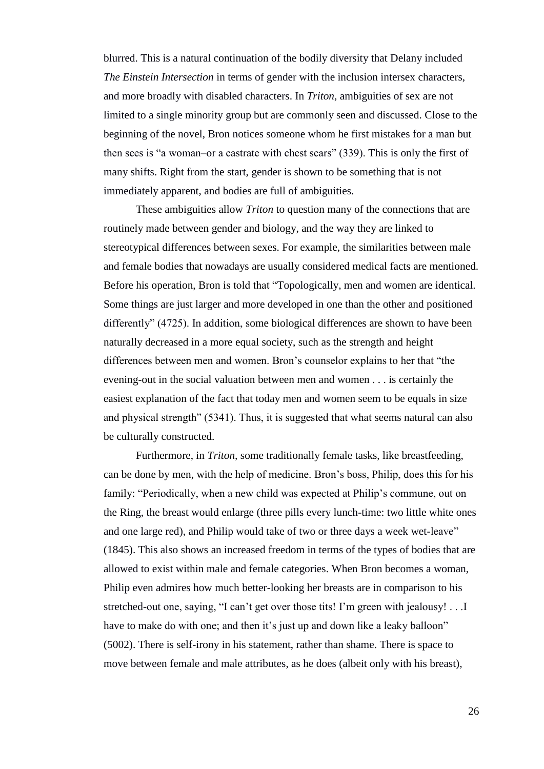blurred. This is a natural continuation of the bodily diversity that Delany included *The Einstein Intersection* in terms of gender with the inclusion intersex characters, and more broadly with disabled characters. In *Triton*, ambiguities of sex are not limited to a single minority group but are commonly seen and discussed. Close to the beginning of the novel, Bron notices someone whom he first mistakes for a man but then sees is "a woman–or a castrate with chest scars" (339). This is only the first of many shifts. Right from the start, gender is shown to be something that is not immediately apparent, and bodies are full of ambiguities.

These ambiguities allow *Triton* to question many of the connections that are routinely made between gender and biology, and the way they are linked to stereotypical differences between sexes. For example, the similarities between male and female bodies that nowadays are usually considered medical facts are mentioned. Before his operation, Bron is told that "Topologically, men and women are identical. Some things are just larger and more developed in one than the other and positioned differently" (4725). In addition, some biological differences are shown to have been naturally decreased in a more equal society, such as the strength and height differences between men and women. Bron's counselor explains to her that "the evening-out in the social valuation between men and women . . . is certainly the easiest explanation of the fact that today men and women seem to be equals in size and physical strength" (5341). Thus, it is suggested that what seems natural can also be culturally constructed.

Furthermore, in *Triton*, some traditionally female tasks, like breastfeeding, can be done by men, with the help of medicine. Bron's boss, Philip, does this for his family: "Periodically, when a new child was expected at Philip's commune, out on the Ring, the breast would enlarge (three pills every lunch-time: two little white ones and one large red), and Philip would take of two or three days a week wet-leave" (1845). This also shows an increased freedom in terms of the types of bodies that are allowed to exist within male and female categories. When Bron becomes a woman, Philip even admires how much better-looking her breasts are in comparison to his stretched-out one, saying, "I can't get over those tits! I'm green with jealousy! . . .I have to make do with one; and then it's just up and down like a leaky balloon" (5002). There is self-irony in his statement, rather than shame. There is space to move between female and male attributes, as he does (albeit only with his breast),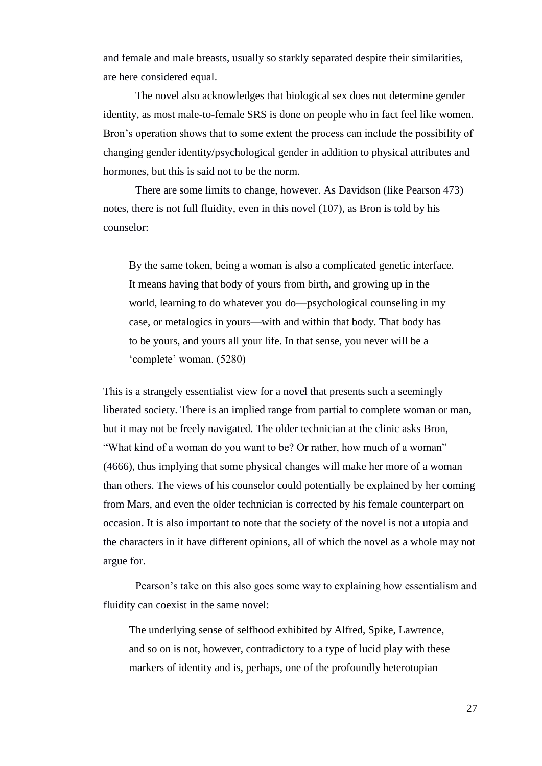and female and male breasts, usually so starkly separated despite their similarities, are here considered equal.

The novel also acknowledges that biological sex does not determine gender identity, as most male-to-female SRS is done on people who in fact feel like women. Bron's operation shows that to some extent the process can include the possibility of changing gender identity/psychological gender in addition to physical attributes and hormones, but this is said not to be the norm.

There are some limits to change, however. As Davidson (like Pearson 473) notes, there is not full fluidity, even in this novel (107), as Bron is told by his counselor:

> By the same token, being a woman is also a complicated genetic interface. It means having that body of yours from birth, and growing up in the world, learning to do whatever you do—psychological counseling in my case, or metalogics in yours—with and within that body. That body has to be yours, and yours all your life. In that sense, you never will be a 'complete' woman. (5280)

This is a strangely essentialist view for a novel that presents such a seemingly liberated society. There is an implied range from partial to complete woman or man, but it may not be freely navigated. The older technician at the clinic asks Bron, "What kind of a woman do you want to be? Or rather, how much of a woman" (4666), thus implying that some physical changes will make her more of a woman than others. The views of his counselor could potentially be explained by her coming from Mars, and even the older technician is corrected by his female counterpart on occasion. It is also important to note that the society of the novel is not a utopia and the characters in it have different opinions, all of which the novel as a whole may not argue for.

Pearson's take on this also goes some way to explaining how essentialism and fluidity can coexist in the same novel:

> The underlying sense of selfhood exhibited by Alfred, Spike, Lawrence, and so on is not, however, contradictory to a type of lucid play with these markers of identity and is, perhaps, one of the profoundly heterotopian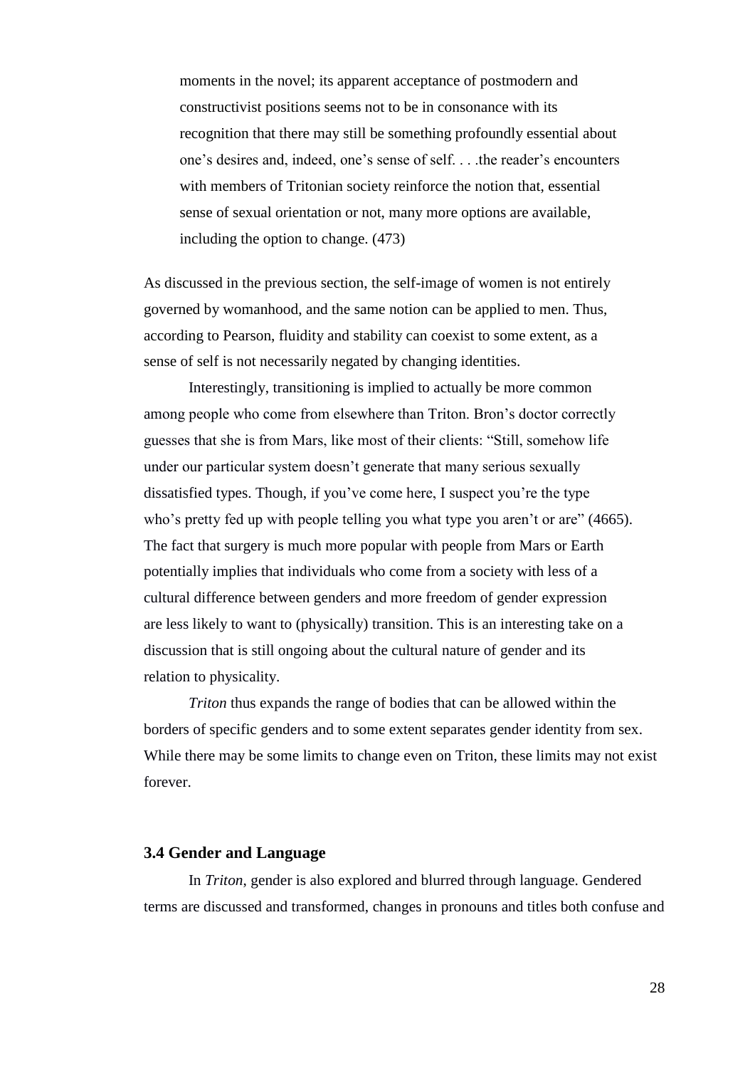> moments in the novel; its apparent acceptance of postmodern and constructivist positions seems not to be in consonance with its recognition that there may still be something profoundly essential about one's desires and, indeed, one's sense of self. . . .the reader's encounters with members of Tritonian society reinforce the notion that, essential sense of sexual orientation or not, many more options are available, including the option to change. (473)

As discussed in the previous section, the self-image of women is not entirely governed by womanhood, and the same notion can be applied to men. Thus, according to Pearson, fluidity and stability can coexist to some extent, as a sense of self is not necessarily negated by changing identities.

Interestingly, transitioning is implied to actually be more common among people who come from elsewhere than Triton. Bron's doctor correctly guesses that she is from Mars, like most of their clients: "Still, somehow life under our particular system doesn't generate that many serious sexually dissatisfied types. Though, if you've come here, I suspect you're the type who's pretty fed up with people telling you what type you aren't or are" (4665). The fact that surgery is much more popular with people from Mars or Earth potentially implies that individuals who come from a society with less of a cultural difference between genders and more freedom of gender expression are less likely to want to (physically) transition. This is an interesting take on a discussion that is still ongoing about the cultural nature of gender and its relation to physicality.

*Triton* thus expands the range of bodies that can be allowed within the borders of specific genders and to some extent separates gender identity from sex. While there may be some limits to change even on Triton, these limits may not exist forever.

### 3.4 Gender and Language

In *Triton*, gender is also explored and blurred through language. Gendered terms are discussed and transformed, changes in pronouns and titles both confuse and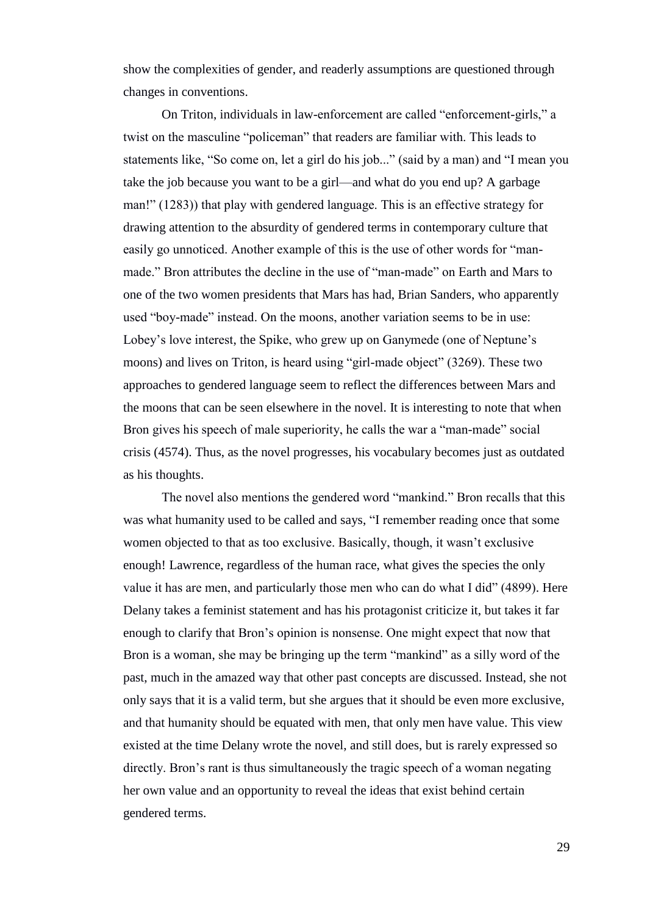show the complexities of gender, and readerly assumptions are questioned through changes in conventions.

On Triton, individuals in law-enforcement are called "enforcement-girls," a twist on the masculine "policeman" that readers are familiar with. This leads to statements like, "So come on, let a girl do his job..." (said by a man) and "I mean you take the job because you want to be a girl—and what do you end up? A garbage man!" (1283)) that play with gendered language. This is an effective strategy for drawing attention to the absurdity of gendered terms in contemporary culture that easily go unnoticed. Another example of this is the use of other words for "man-made." Bron attributes the decline in the use of "man-made" on Earth and Mars to one of the two women presidents that Mars has had, Brian Sanders, who apparently used "boy-made" instead. On the moons, another variation seems to be in use: Lobey's love interest, the Spike, who grew up on Ganymede (one of Neptune's moons) and lives on Triton, is heard using "girl-made object" (3269). These two approaches to gendered language seem to reflect the differences between Mars and the moons that can be seen elsewhere in the novel. It is interesting to note that when Bron gives his speech of male superiority, he calls the war a "man-made" social crisis (4574). Thus, as the novel progresses, his vocabulary becomes just as outdated as his thoughts.

The novel also mentions the gendered word "mankind." Bron recalls that this was what humanity used to be called and says, "I remember reading once that some women objected to that as too exclusive. Basically, though, it wasn't exclusive enough! Lawrence, regardless of the human race, what gives the species the only value it has are men, and particularly those men who can do what I did" (4899). Here Delany takes a feminist statement and has his protagonist criticize it, but takes it far enough to clarify that Bron's opinion is nonsense. One might expect that now that Bron is a woman, she may be bringing up the term "mankind" as a silly word of the past, much in the amazed way that other past concepts are discussed. Instead, she not only says that it is a valid term, but she argues that it should be even more exclusive, and that humanity should be equated with men, that only men have value. This view existed at the time Delany wrote the novel, and still does, but is rarely expressed so directly. Bron's rant is thus simultaneously the tragic speech of a woman negating her own value and an opportunity to reveal the ideas that exist behind certain gendered terms.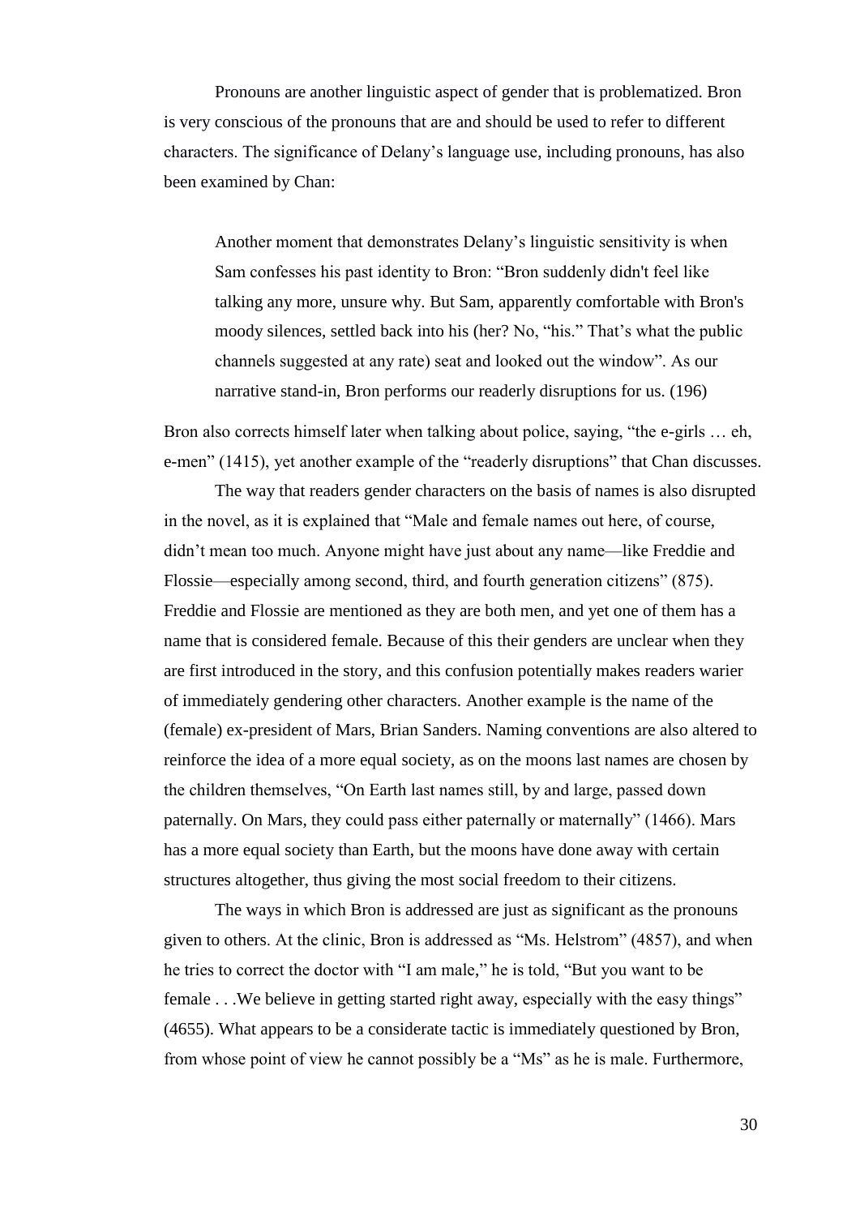Pronouns are another linguistic aspect of gender that is problematized. Bron is very conscious of the pronouns that are and should be used to refer to different characters. The significance of Delany's language use, including pronouns, has also been examined by Chan:

> Another moment that demonstrates Delany's linguistic sensitivity is when Sam confesses his past identity to Bron: "Bron suddenly didn't feel like talking any more, unsure why. But Sam, apparently comfortable with Bron's moody silences, settled back into his (her? No, "his." That's what the public channels suggested at any rate) seat and looked out the window". As our narrative stand-in, Bron performs our readerly disruptions for us. (196)

Bron also corrects himself later when talking about police, saying, "the e-girls … eh, e-men" (1415), yet another example of the "readerly disruptions" that Chan discusses.

The way that readers gender characters on the basis of names is also disrupted in the novel, as it is explained that "Male and female names out here, of course, didn't mean too much. Anyone might have just about any name—like Freddie and Flossie—especially among second, third, and fourth generation citizens" (875). Freddie and Flossie are mentioned as they are both men, and yet one of them has a name that is considered female. Because of this their genders are unclear when they are first introduced in the story, and this confusion potentially makes readers warier of immediately gendering other characters. Another example is the name of the (female) ex-president of Mars, Brian Sanders. Naming conventions are also altered to reinforce the idea of a more equal society, as on the moons last names are chosen by the children themselves, "On Earth last names still, by and large, passed down paternally. On Mars, they could pass either paternally or maternally" (1466). Mars has a more equal society than Earth, but the moons have done away with certain structures altogether, thus giving the most social freedom to their citizens.

The ways in which Bron is addressed are just as significant as the pronouns given to others. At the clinic, Bron is addressed as "Ms. Helstrom" (4857), and when he tries to correct the doctor with "I am male," he is told, "But you want to be female . . .We believe in getting started right away, especially with the easy things" (4655). What appears to be a considerate tactic is immediately questioned by Bron, from whose point of view he cannot possibly be a "Ms" as he is male. Furthermore,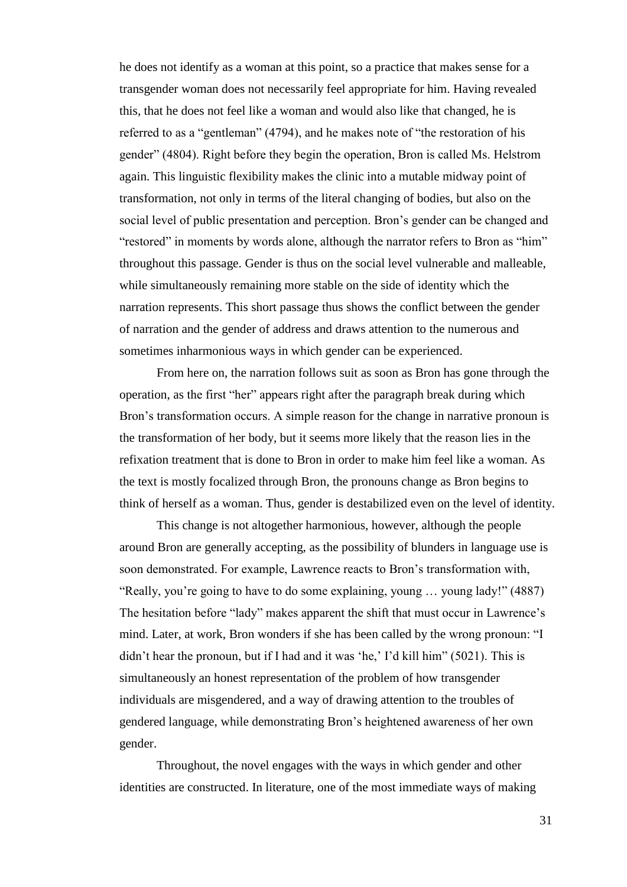he does not identify as a woman at this point, so a practice that makes sense for a transgender woman does not necessarily feel appropriate for him. Having revealed this, that he does not feel like a woman and would also like that changed, he is referred to as a "gentleman" (4794), and he makes note of "the restoration of his gender" (4804). Right before they begin the operation, Bron is called Ms. Helstrom again. This linguistic flexibility makes the clinic into a mutable midway point of transformation, not only in terms of the literal changing of bodies, but also on the social level of public presentation and perception. Bron's gender can be changed and "restored" in moments by words alone, although the narrator refers to Bron as "him" throughout this passage. Gender is thus on the social level vulnerable and malleable, while simultaneously remaining more stable on the side of identity which the narration represents. This short passage thus shows the conflict between the gender of narration and the gender of address and draws attention to the numerous and sometimes inharmonious ways in which gender can be experienced.

From here on, the narration follows suit as soon as Bron has gone through the operation, as the first "her" appears right after the paragraph break during which Bron's transformation occurs. A simple reason for the change in narrative pronoun is the transformation of her body, but it seems more likely that the reason lies in the refixation treatment that is done to Bron in order to make him feel like a woman. As the text is mostly focalized through Bron, the pronouns change as Bron begins to think of herself as a woman. Thus, gender is destabilized even on the level of identity.

This change is not altogether harmonious, however, although the people around Bron are generally accepting, as the possibility of blunders in language use is soon demonstrated. For example, Lawrence reacts to Bron's transformation with, "Really, you're going to have to do some explaining, young … young lady!" (4887) The hesitation before "lady" makes apparent the shift that must occur in Lawrence's mind. Later, at work, Bron wonders if she has been called by the wrong pronoun: "I didn't hear the pronoun, but if I had and it was 'he,' I'd kill him" (5021). This is simultaneously an honest representation of the problem of how transgender individuals are misgendered, and a way of drawing attention to the troubles of gendered language, while demonstrating Bron's heightened awareness of her own gender.

Throughout, the novel engages with the ways in which gender and other identities are constructed. In literature, one of the most immediate ways of making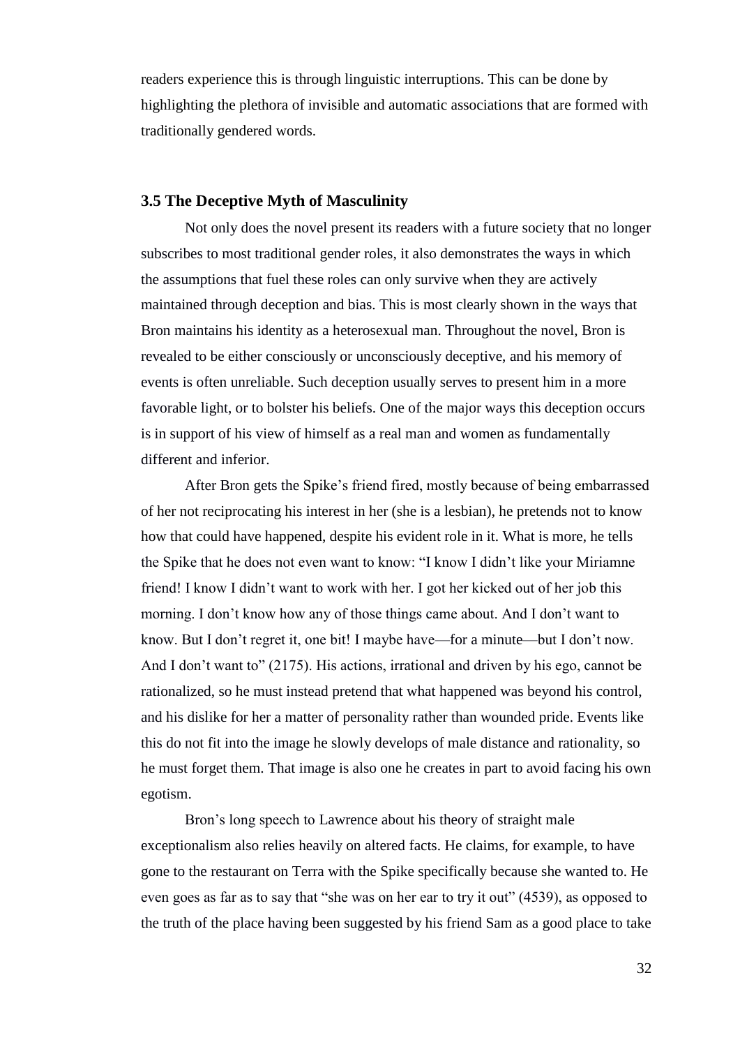readers experience this is through linguistic interruptions. This can be done by highlighting the plethora of invisible and automatic associations that are formed with traditionally gendered words.

### 3.5 The Deceptive Myth of Masculinity

Not only does the novel present its readers with a future society that no longer subscribes to most traditional gender roles, it also demonstrates the ways in which the assumptions that fuel these roles can only survive when they are actively maintained through deception and bias. This is most clearly shown in the ways that Bron maintains his identity as a heterosexual man. Throughout the novel, Bron is revealed to be either consciously or unconsciously deceptive, and his memory of events is often unreliable. Such deception usually serves to present him in a more favorable light, or to bolster his beliefs. One of the major ways this deception occurs is in support of his view of himself as a real man and women as fundamentally different and inferior.

After Bron gets the Spike's friend fired, mostly because of being embarrassed of her not reciprocating his interest in her (she is a lesbian), he pretends not to know how that could have happened, despite his evident role in it. What is more, he tells the Spike that he does not even want to know: "I know I didn't like your Miriamne friend! I know I didn't want to work with her. I got her kicked out of her job this morning. I don't know how any of those things came about. And I don't want to know. But I don't regret it, one bit! I maybe have—for a minute—but I don't now. And I don't want to" (2175). His actions, irrational and driven by his ego, cannot be rationalized, so he must instead pretend that what happened was beyond his control, and his dislike for her a matter of personality rather than wounded pride. Events like this do not fit into the image he slowly develops of male distance and rationality, so he must forget them. That image is also one he creates in part to avoid facing his own egotism.

Bron's long speech to Lawrence about his theory of straight male exceptionalism also relies heavily on altered facts. He claims, for example, to have gone to the restaurant on Terra with the Spike specifically because she wanted to. He even goes as far as to say that "she was on her ear to try it out" (4539), as opposed to the truth of the place having been suggested by his friend Sam as a good place to take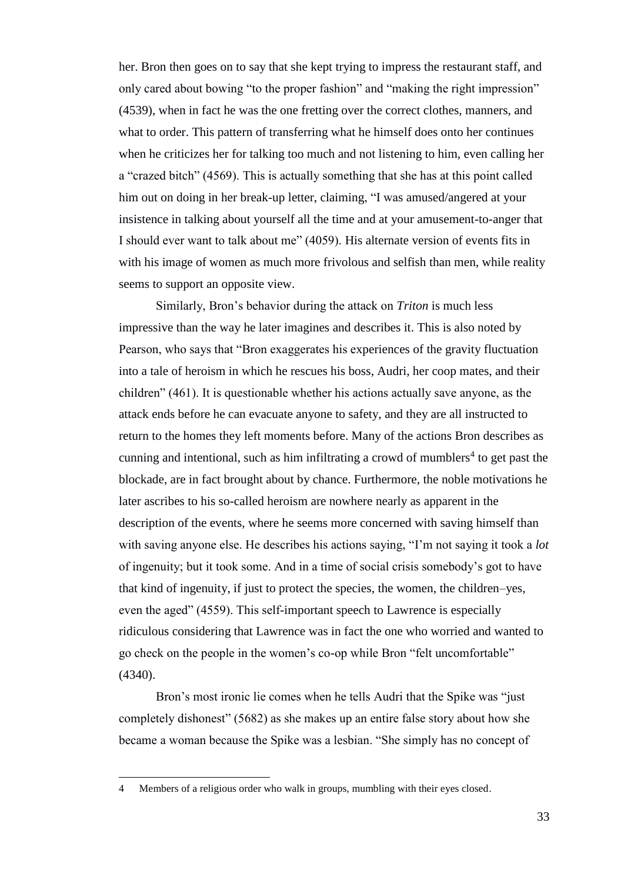her. Bron then goes on to say that she kept trying to impress the restaurant staff, and only cared about bowing "to the proper fashion" and "making the right impression" (4539), when in fact he was the one fretting over the correct clothes, manners, and what to order. This pattern of transferring what he himself does onto her continues when he criticizes her for talking too much and not listening to him, even calling her a "crazed bitch" (4569). This is actually something that she has at this point called him out on doing in her break-up letter, claiming, "I was amused/angered at your insistence in talking about yourself all the time and at your amusement-to-anger that I should ever want to talk about me" (4059). His alternate version of events fits in with his image of women as much more frivolous and selfish than men, while reality seems to support an opposite view.

Similarly, Bron's behavior during the attack on *Triton* is much less impressive than the way he later imagines and describes it. This is also noted by Pearson, who says that "Bron exaggerates his experiences of the gravity fluctuation into a tale of heroism in which he rescues his boss, Audri, her coop mates, and their children" (461). It is questionable whether his actions actually save anyone, as the attack ends before he can evacuate anyone to safety, and they are all instructed to return to the homes they left moments before. Many of the actions Bron describes as cunning and intentional, such as him infiltrating a crowd of mumblers[4] to get past the blockade, are in fact brought about by chance. Furthermore, the noble motivations he later ascribes to his so-called heroism are nowhere nearly as apparent in the description of the events, where he seems more concerned with saving himself than with saving anyone else. He describes his actions saying, "I'm not saying it took a *lot* of ingenuity; but it took some. And in a time of social crisis somebody's got to have that kind of ingenuity, if just to protect the species, the women, the children–yes, even the aged" (4559). This self-important speech to Lawrence is especially ridiculous considering that Lawrence was in fact the one who worried and wanted to go check on the people in the women's co-op while Bron "felt uncomfortable" (4340).

Bron's most ironic lie comes when he tells Audri that the Spike was "just completely dishonest" (5682) as she makes up an entire false story about how she became a woman because the Spike was a lesbian. "She simply has no concept of

---

4 Members of a religious order who walk in groups, mumbling with their eyes closed.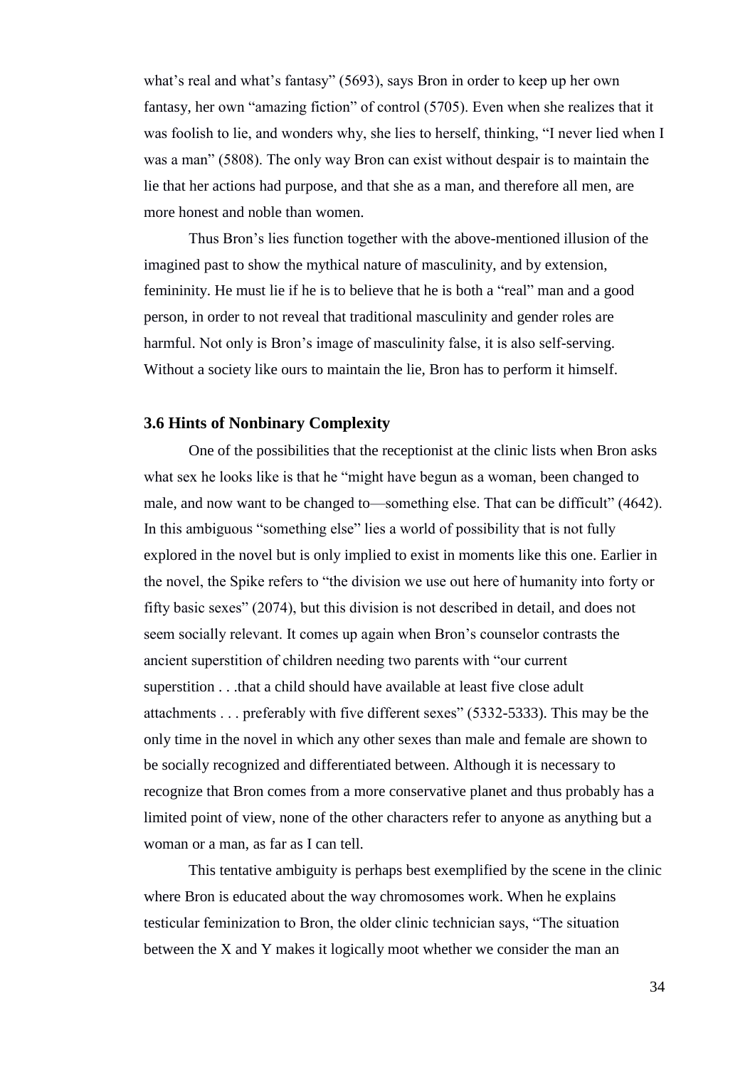what's real and what's fantasy" (5693), says Bron in order to keep up her own fantasy, her own "amazing fiction" of control (5705). Even when she realizes that it was foolish to lie, and wonders why, she lies to herself, thinking, "I never lied when I was a man" (5808). The only way Bron can exist without despair is to maintain the lie that her actions had purpose, and that she as a man, and therefore all men, are more honest and noble than women.

Thus Bron's lies function together with the above-mentioned illusion of the imagined past to show the mythical nature of masculinity, and by extension, femininity. He must lie if he is to believe that he is both a "real" man and a good person, in order to not reveal that traditional masculinity and gender roles are harmful. Not only is Bron's image of masculinity false, it is also self-serving. Without a society like ours to maintain the lie, Bron has to perform it himself.

### 3.6 Hints of Nonbinary Complexity

One of the possibilities that the receptionist at the clinic lists when Bron asks what sex he looks like is that he "might have begun as a woman, been changed to male, and now want to be changed to—something else. That can be difficult" (4642). In this ambiguous "something else" lies a world of possibility that is not fully explored in the novel but is only implied to exist in moments like this one. Earlier in the novel, the Spike refers to "the division we use out here of humanity into forty or fifty basic sexes" (2074), but this division is not described in detail, and does not seem socially relevant. It comes up again when Bron's counselor contrasts the ancient superstition of children needing two parents with "our current superstition . . .that a child should have available at least five close adult attachments . . . preferably with five different sexes" (5332-5333). This may be the only time in the novel in which any other sexes than male and female are shown to be socially recognized and differentiated between. Although it is necessary to recognize that Bron comes from a more conservative planet and thus probably has a limited point of view, none of the other characters refer to anyone as anything but a woman or a man, as far as I can tell.

This tentative ambiguity is perhaps best exemplified by the scene in the clinic where Bron is educated about the way chromosomes work. When he explains testicular feminization to Bron, the older clinic technician says, "The situation between the X and Y makes it logically moot whether we consider the man an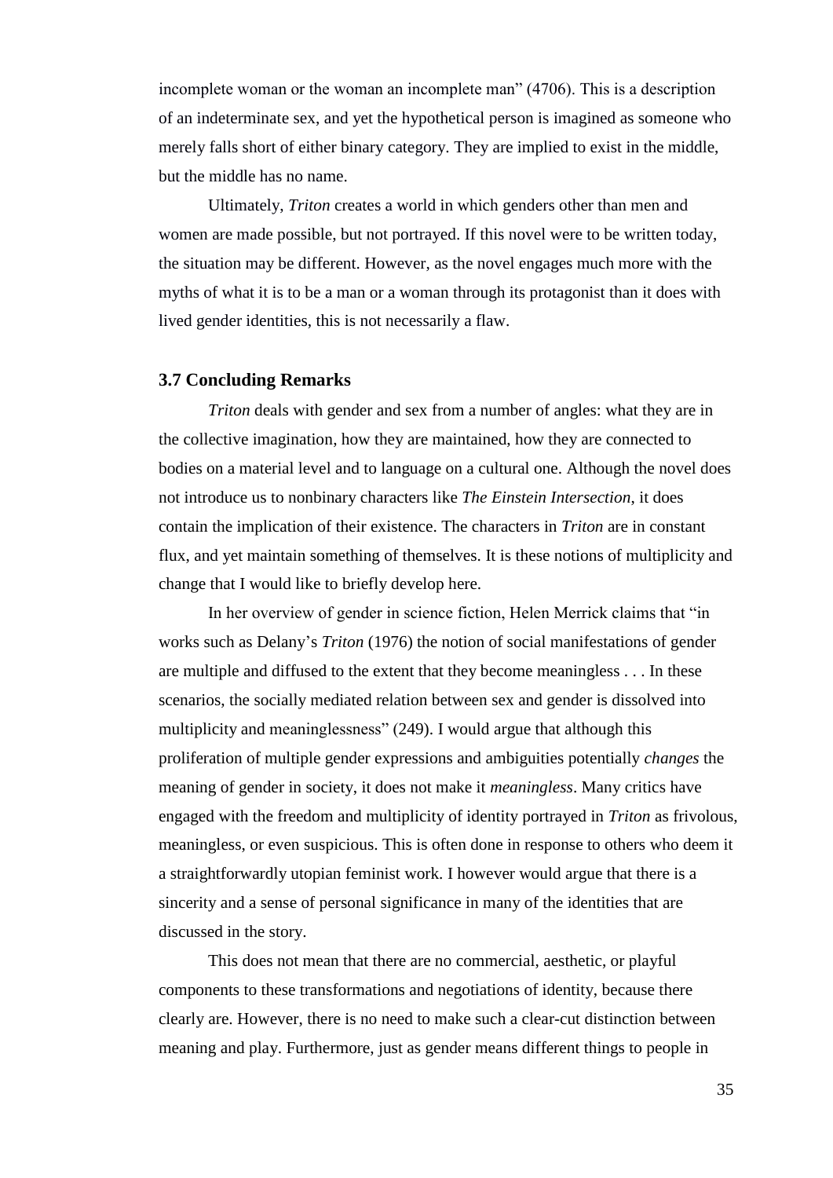incomplete woman or the woman an incomplete man" (4706). This is a description of an indeterminate sex, and yet the hypothetical person is imagined as someone who merely falls short of either binary category. They are implied to exist in the middle, but the middle has no name.

Ultimately, *Triton* creates a world in which genders other than men and women are made possible, but not portrayed. If this novel were to be written today, the situation may be different. However, as the novel engages much more with the myths of what it is to be a man or a woman through its protagonist than it does with lived gender identities, this is not necessarily a flaw.

### 3.7 Concluding Remarks

*Triton* deals with gender and sex from a number of angles: what they are in the collective imagination, how they are maintained, how they are connected to bodies on a material level and to language on a cultural one. Although the novel does not introduce us to nonbinary characters like *The Einstein Intersection*, it does contain the implication of their existence. The characters in *Triton* are in constant flux, and yet maintain something of themselves. It is these notions of multiplicity and change that I would like to briefly develop here.

In her overview of gender in science fiction, Helen Merrick claims that "in works such as Delany's *Triton* (1976) the notion of social manifestations of gender are multiple and diffused to the extent that they become meaningless . . . In these scenarios, the socially mediated relation between sex and gender is dissolved into multiplicity and meaninglessness" (249). I would argue that although this proliferation of multiple gender expressions and ambiguities potentially *changes* the meaning of gender in society, it does not make it *meaningless*. Many critics have engaged with the freedom and multiplicity of identity portrayed in *Triton* as frivolous, meaningless, or even suspicious. This is often done in response to others who deem it a straightforwardly utopian feminist work. I however would argue that there is a sincerity and a sense of personal significance in many of the identities that are discussed in the story.

This does not mean that there are no commercial, aesthetic, or playful components to these transformations and negotiations of identity, because there clearly are. However, there is no need to make such a clear-cut distinction between meaning and play. Furthermore, just as gender means different things to people in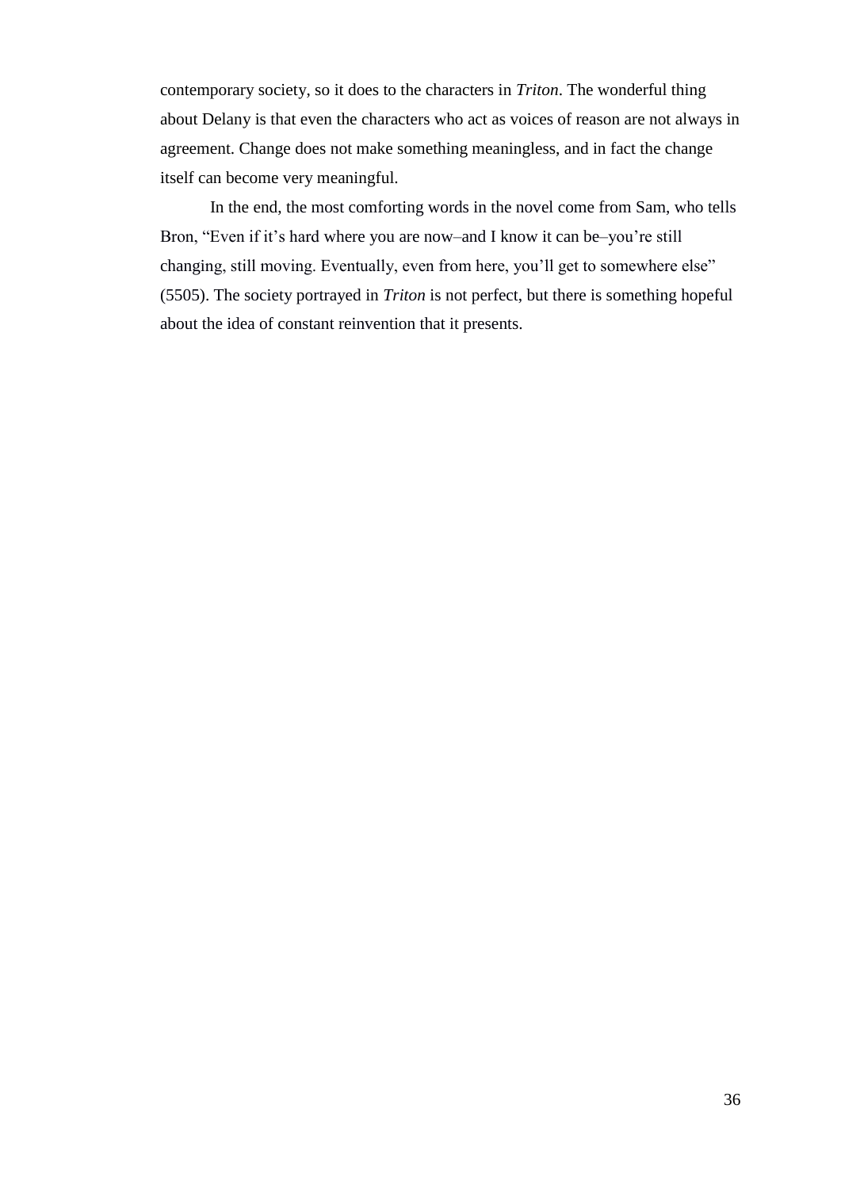contemporary society, so it does to the characters in *Triton*. The wonderful thing about Delany is that even the characters who act as voices of reason are not always in agreement. Change does not make something meaningless, and in fact the change itself can become very meaningful.

In the end, the most comforting words in the novel come from Sam, who tells Bron, "Even if it's hard where you are now–and I know it can be–you're still changing, still moving. Eventually, even from here, you'll get to somewhere else" (5505). The society portrayed in *Triton* is not perfect, but there is something hopeful about the idea of constant reinvention that it presents.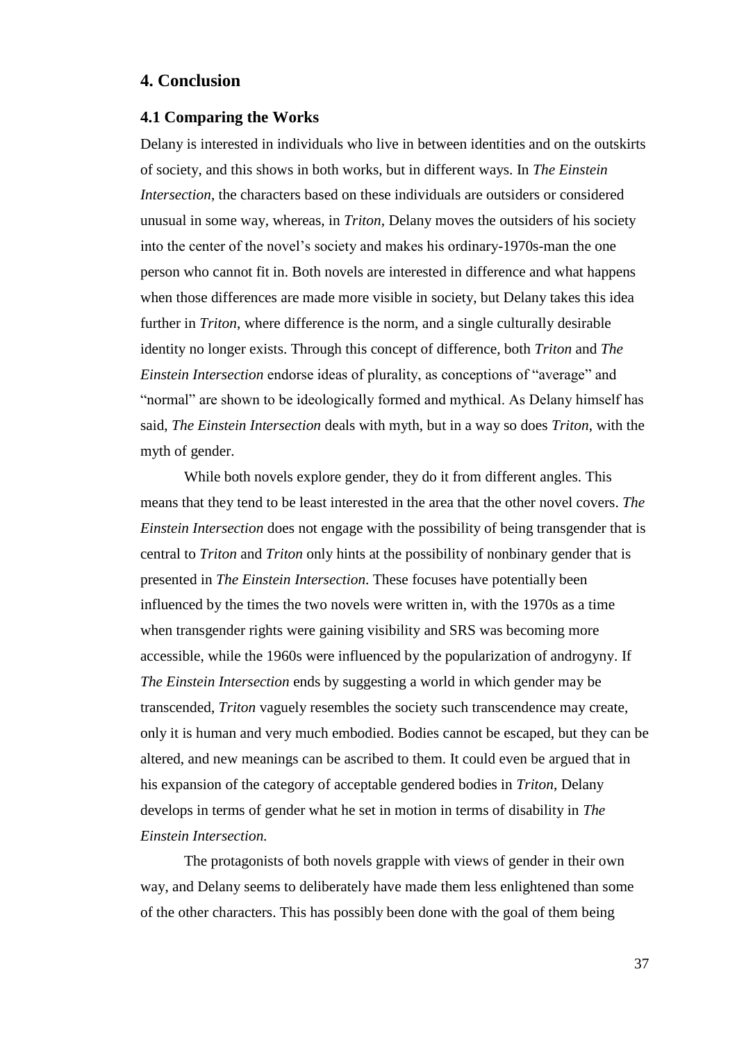# 4. Conclusion

## 4.1 Comparing the Works

Delany is interested in individuals who live in between identities and on the outskirts of society, and this shows in both works, but in different ways. In *The Einstein Intersection*, the characters based on these individuals are outsiders or considered unusual in some way, whereas, in *Triton*, Delany moves the outsiders of his society into the center of the novel's society and makes his ordinary-1970s-man the one person who cannot fit in. Both novels are interested in difference and what happens when those differences are made more visible in society, but Delany takes this idea further in *Triton*, where difference is the norm, and a single culturally desirable identity no longer exists. Through this concept of difference, both *Triton* and *The Einstein Intersection* endorse ideas of plurality, as conceptions of "average" and "normal" are shown to be ideologically formed and mythical. As Delany himself has said, *The Einstein Intersection* deals with myth, but in a way so does *Triton*, with the myth of gender.

While both novels explore gender, they do it from different angles. This means that they tend to be least interested in the area that the other novel covers. *The Einstein Intersection* does not engage with the possibility of being transgender that is central to *Triton* and *Triton* only hints at the possibility of nonbinary gender that is presented in *The Einstein Intersection*. These focuses have potentially been influenced by the times the two novels were written in, with the 1970s as a time when transgender rights were gaining visibility and SRS was becoming more accessible, while the 1960s were influenced by the popularization of androgyny. If *The Einstein Intersection* ends by suggesting a world in which gender may be transcended, *Triton* vaguely resembles the society such transcendence may create, only it is human and very much embodied. Bodies cannot be escaped, but they can be altered, and new meanings can be ascribed to them. It could even be argued that in his expansion of the category of acceptable gendered bodies in *Triton*, Delany develops in terms of gender what he set in motion in terms of disability in *The Einstein Intersection.*

The protagonists of both novels grapple with views of gender in their own way, and Delany seems to deliberately have made them less enlightened than some of the other characters. This has possibly been done with the goal of them being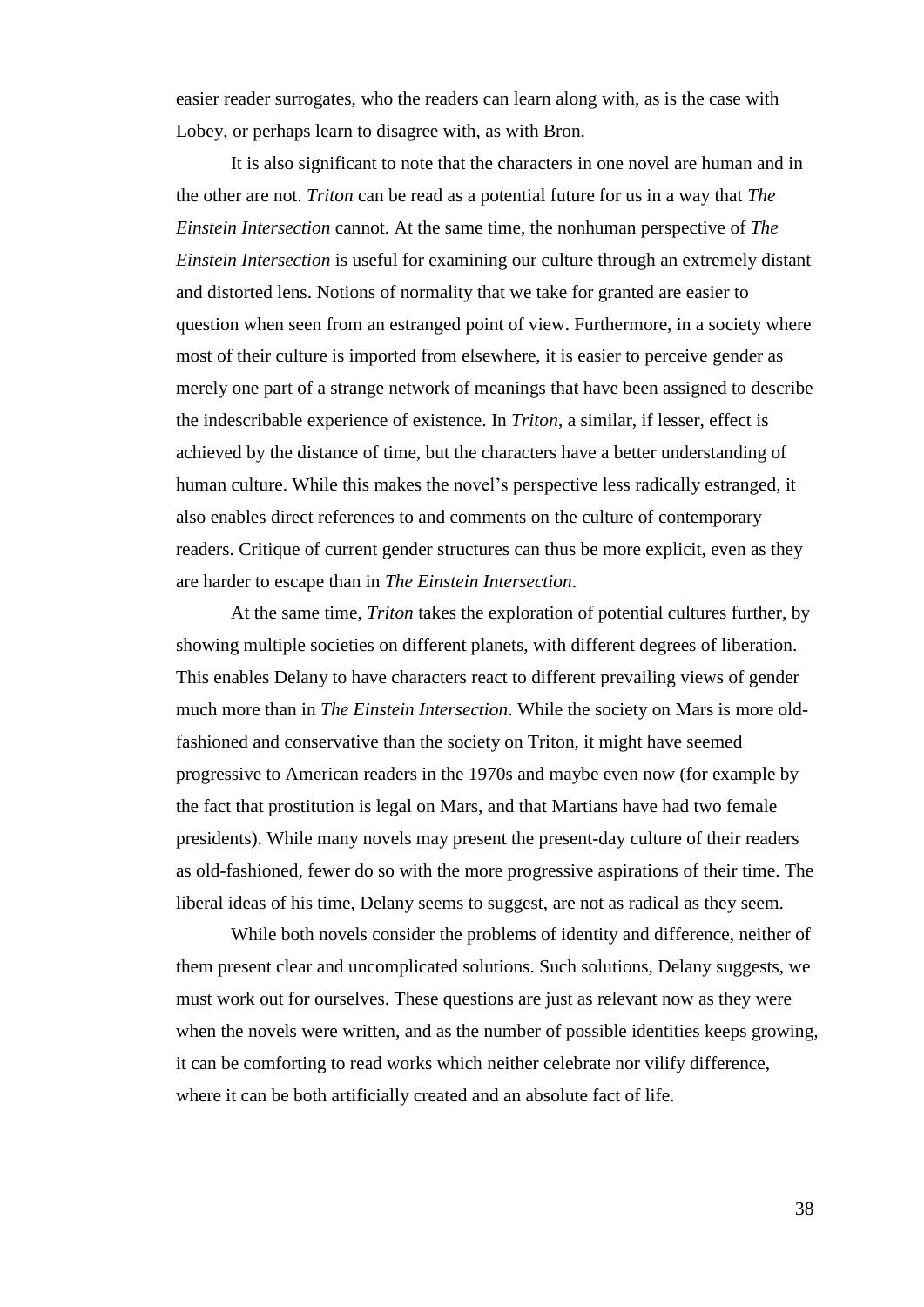easier reader surrogates, who the readers can learn along with, as is the case with Lobey, or perhaps learn to disagree with, as with Bron.

It is also significant to note that the characters in one novel are human and in the other are not. *Triton* can be read as a potential future for us in a way that *The Einstein Intersection* cannot. At the same time, the nonhuman perspective of *The Einstein Intersection* is useful for examining our culture through an extremely distant and distorted lens. Notions of normality that we take for granted are easier to question when seen from an estranged point of view. Furthermore, in a society where most of their culture is imported from elsewhere, it is easier to perceive gender as merely one part of a strange network of meanings that have been assigned to describe the indescribable experience of existence. In *Triton*, a similar, if lesser, effect is achieved by the distance of time, but the characters have a better understanding of human culture. While this makes the novel's perspective less radically estranged, it also enables direct references to and comments on the culture of contemporary readers. Critique of current gender structures can thus be more explicit, even as they are harder to escape than in *The Einstein Intersection*.

At the same time, *Triton* takes the exploration of potential cultures further, by showing multiple societies on different planets, with different degrees of liberation. This enables Delany to have characters react to different prevailing views of gender much more than in *The Einstein Intersection*. While the society on Mars is more old-fashioned and conservative than the society on Triton, it might have seemed progressive to American readers in the 1970s and maybe even now (for example by the fact that prostitution is legal on Mars, and that Martians have had two female presidents). While many novels may present the present-day culture of their readers as old-fashioned, fewer do so with the more progressive aspirations of their time. The liberal ideas of his time, Delany seems to suggest, are not as radical as they seem.

While both novels consider the problems of identity and difference, neither of them present clear and uncomplicated solutions. Such solutions, Delany suggests, we must work out for ourselves. These questions are just as relevant now as they were when the novels were written, and as the number of possible identities keeps growing, it can be comforting to read works which neither celebrate nor vilify difference, where it can be both artificially created and an absolute fact of life.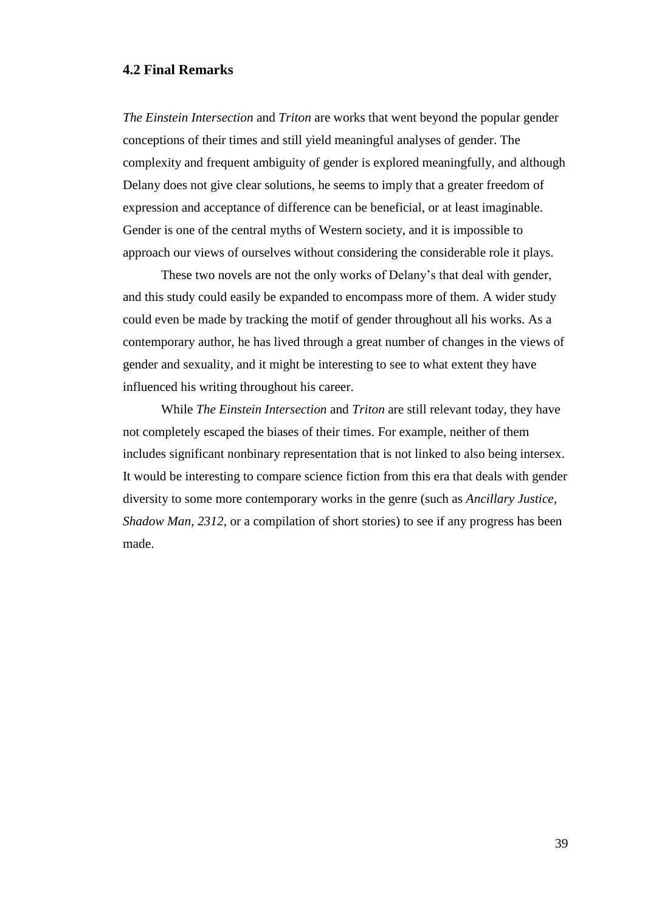## 4.2 Final Remarks

*The Einstein Intersection* and *Triton* are works that went beyond the popular gender conceptions of their times and still yield meaningful analyses of gender. The complexity and frequent ambiguity of gender is explored meaningfully, and although Delany does not give clear solutions, he seems to imply that a greater freedom of expression and acceptance of difference can be beneficial, or at least imaginable. Gender is one of the central myths of Western society, and it is impossible to approach our views of ourselves without considering the considerable role it plays.

These two novels are not the only works of Delany's that deal with gender, and this study could easily be expanded to encompass more of them. A wider study could even be made by tracking the motif of gender throughout all his works. As a contemporary author, he has lived through a great number of changes in the views of gender and sexuality, and it might be interesting to see to what extent they have influenced his writing throughout his career.

While *The Einstein Intersection* and *Triton* are still relevant today, they have not completely escaped the biases of their times. For example, neither of them includes significant nonbinary representation that is not linked to also being intersex. It would be interesting to compare science fiction from this era that deals with gender diversity to some more contemporary works in the genre (such as *Ancillary Justice*, *Shadow Man*, *2312*, or a compilation of short stories) to see if any progress has been made.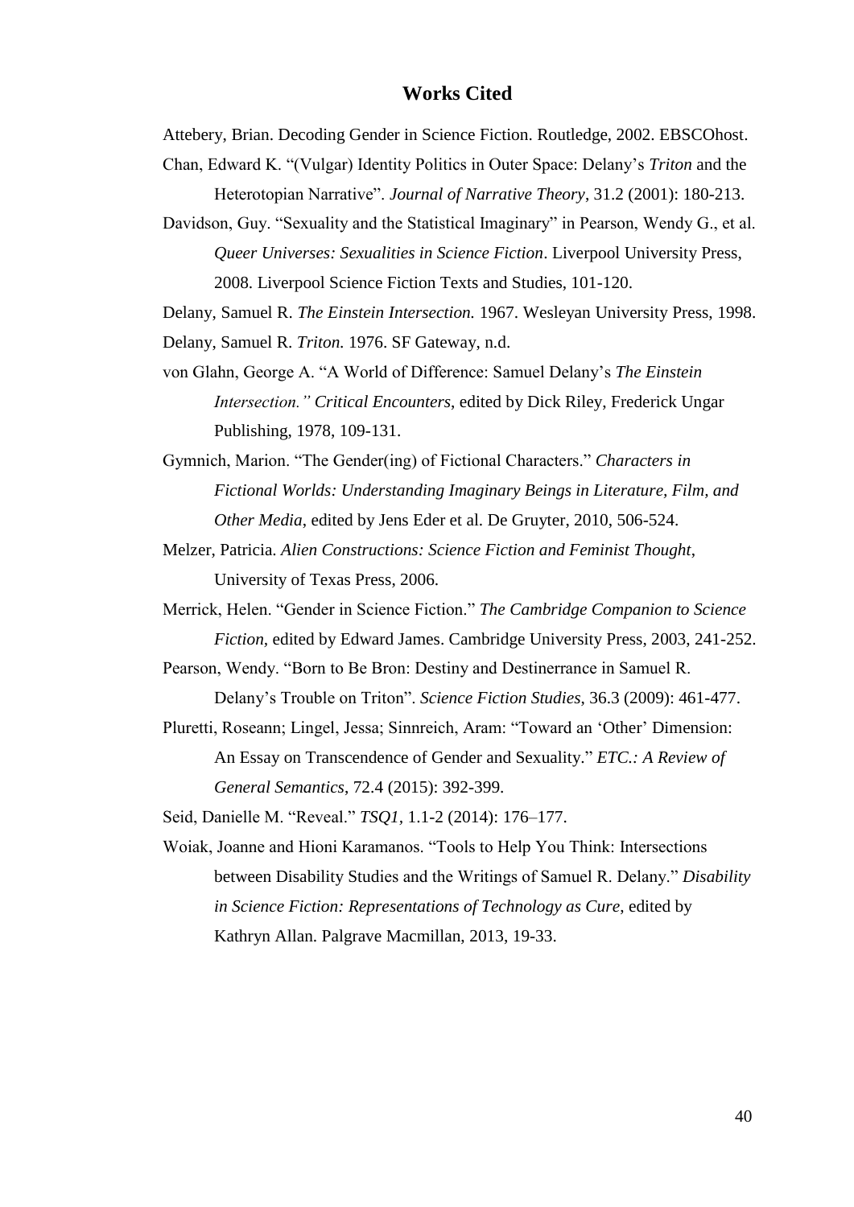# Works Cited

Attebery, Brian. Decoding Gender in Science Fiction. Routledge, 2002. EBSCOhost.

Chan, Edward K. "(Vulgar) Identity Politics in Outer Space: Delany's *Triton* and the Heterotopian Narrative". *Journal of Narrative Theory*, 31.2 (2001): 180-213.

Davidson, Guy. "Sexuality and the Statistical Imaginary" in Pearson, Wendy G., et al. *Queer Universes: Sexualities in Science Fiction*. Liverpool University Press, 2008. Liverpool Science Fiction Texts and Studies, 101-120.

Delany, Samuel R. *The Einstein Intersection.* 1967. Wesleyan University Press, 1998.

Delany, Samuel R. *Triton.* 1976. SF Gateway, n.d.

von Glahn, George A. "A World of Difference: Samuel Delany's *The Einstein Intersection." Critical Encounters*, edited by Dick Riley, Frederick Ungar Publishing, 1978, 109-131.

Gymnich, Marion. "The Gender(ing) of Fictional Characters." *Characters in Fictional Worlds: Understanding Imaginary Beings in Literature, Film, and Other Media*, edited by Jens Eder et al. De Gruyter, 2010, 506-524.

Melzer, Patricia. *Alien Constructions: Science Fiction and Feminist Thought*, University of Texas Press, 2006.

Merrick, Helen. "Gender in Science Fiction." *The Cambridge Companion to Science Fiction,* edited by Edward James. Cambridge University Press, 2003, 241-252.

Pearson, Wendy. "Born to Be Bron: Destiny and Destinerrance in Samuel R. Delany's Trouble on Triton". *Science Fiction Studies*, 36.3 (2009): 461-477.

Pluretti, Roseann; Lingel, Jessa; Sinnreich, Aram: "Toward an 'Other' Dimension: An Essay on Transcendence of Gender and Sexuality." *ETC.: A Review of General Semantics*, 72.4 (2015): 392-399.

Seid, Danielle M. "Reveal." *TSQ1*, 1.1-2 (2014): 176–177.

Woiak, Joanne and Hioni Karamanos. "Tools to Help You Think: Intersections between Disability Studies and the Writings of Samuel R. Delany." *Disability in Science Fiction: Representations of Technology as Cure*, edited by Kathryn Allan. Palgrave Macmillan, 2013, 19-33.